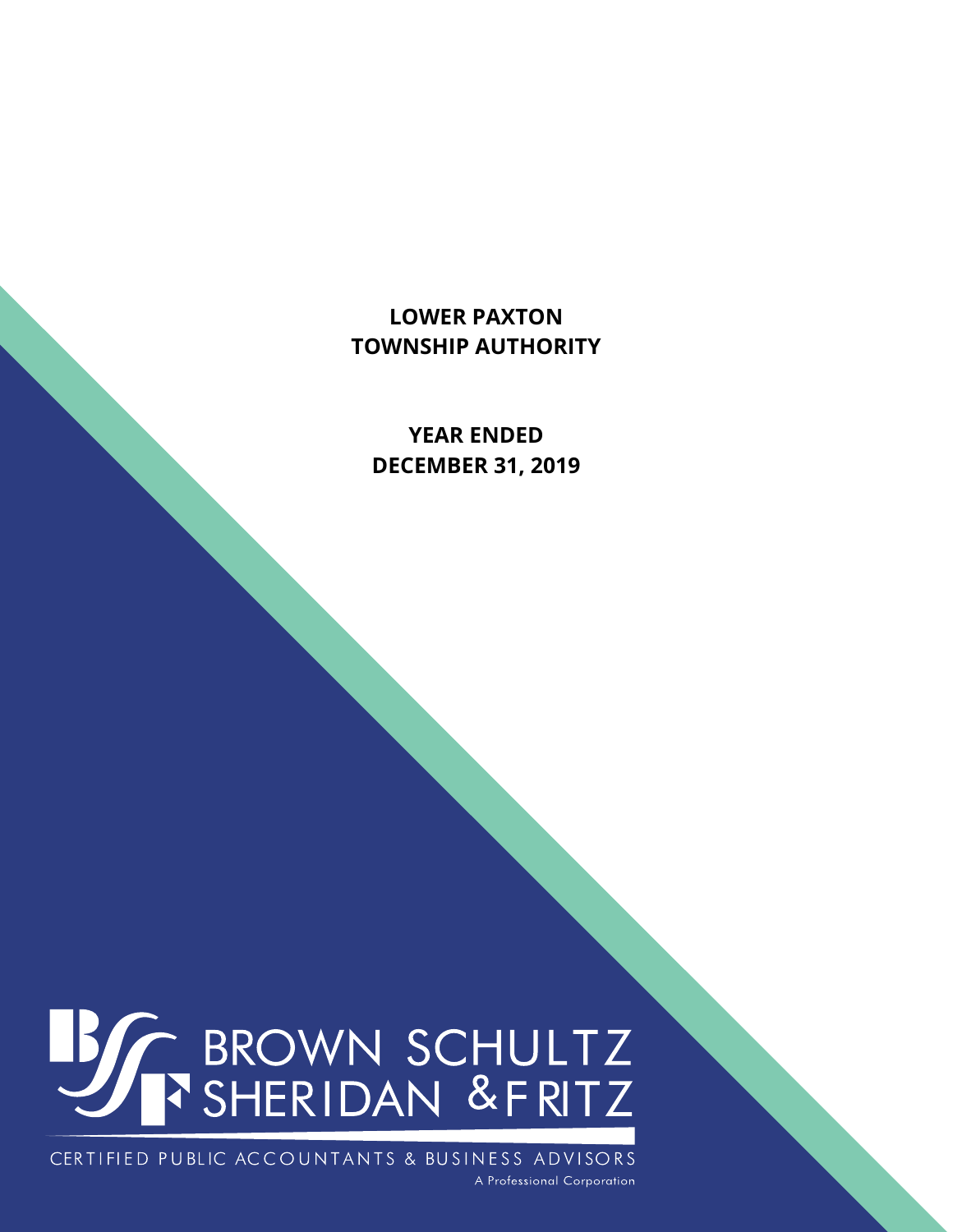# LOWER PAXTON TOWNSHIP AUTHORITY

## YEAR ENDED DECEMBER 31, 2019

BROWN SCHULTZ SHERIDAN & FRITZ

CERTIFIED PUBLIC ACCOUNTANTS & BUSINESS ADVISORS

A Professional Corporation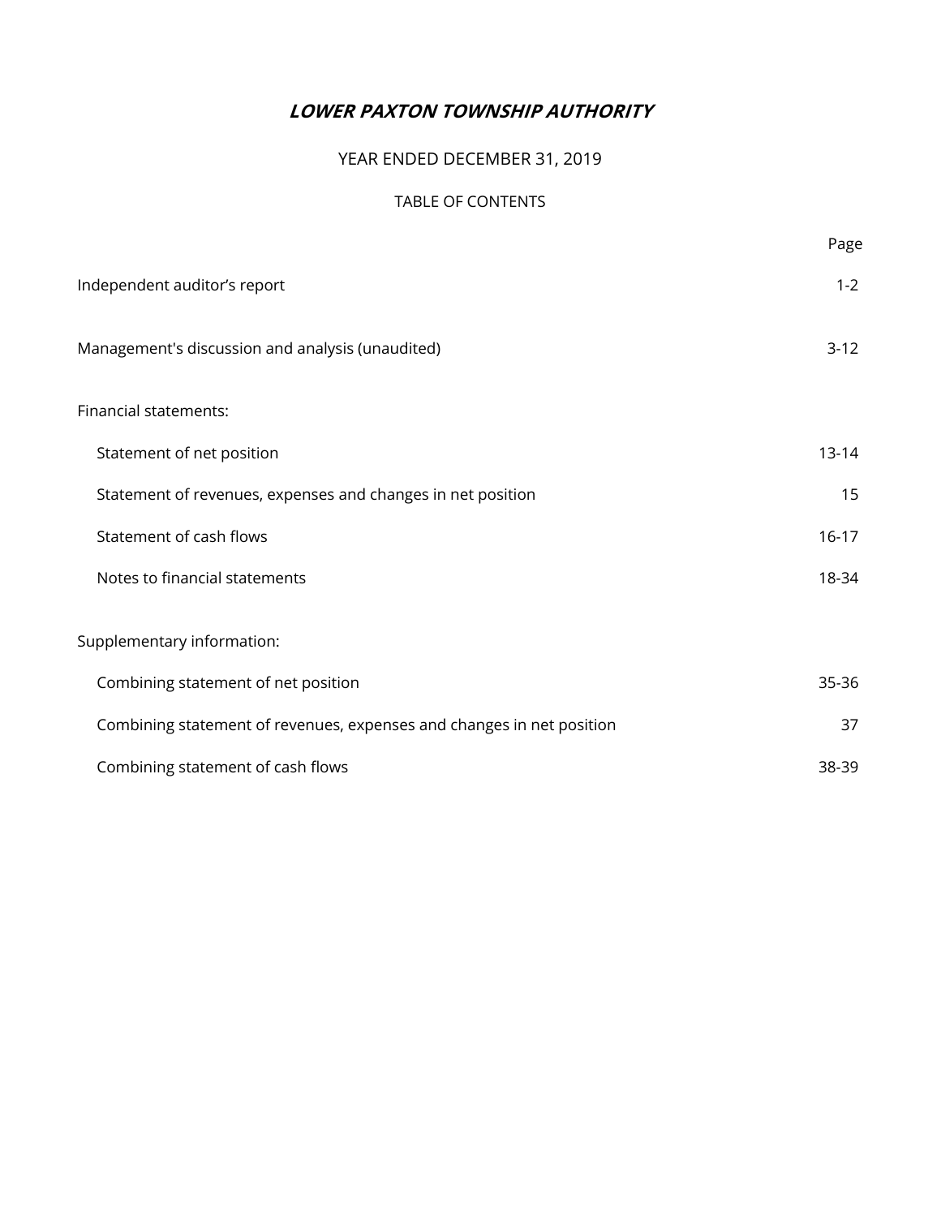# *LOWER PAXTON TOWNSHIP AUTHORITY*

YEAR ENDED DECEMBER 31, 2019

TABLE OF CONTENTS

| | Page |
|---|---|
| Independent auditor's report | 1-2 |
| Management's discussion and analysis (unaudited) | 3-12 |
| Financial statements: | |
| Statement of net position | 13-14 |
| Statement of revenues, expenses and changes in net position | 15 |
| Statement of cash flows | 16-17 |
| Notes to financial statements | 18-34 |
| Supplementary information: | |
| Combining statement of net position | 35-36 |
| Combining statement of revenues, expenses and changes in net position | 37 |
| Combining statement of cash flows | 38-39 |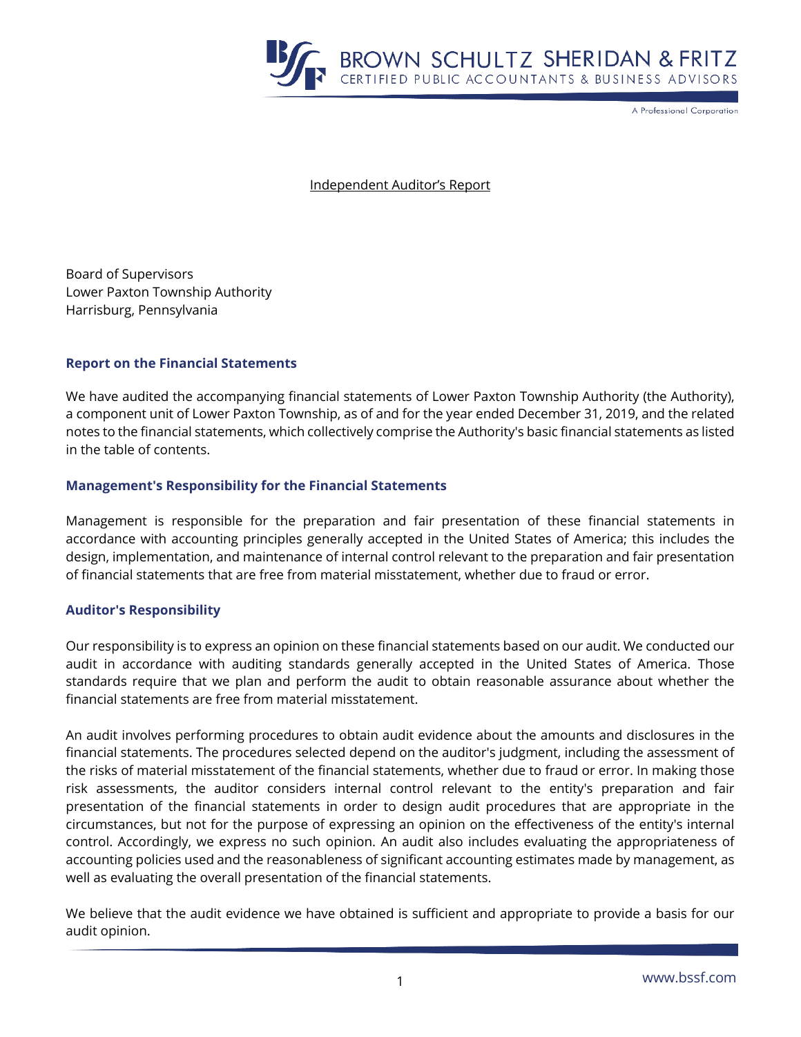Independent Auditor's Report

Board of Supervisors
Lower Paxton Township Authority
Harrisburg, Pennsylvania

## Report on the Financial Statements

We have audited the accompanying financial statements of Lower Paxton Township Authority (the Authority), a component unit of Lower Paxton Township, as of and for the year ended December 31, 2019, and the related notes to the financial statements, which collectively comprise the Authority's basic financial statements as listed in the table of contents.

## Management's Responsibility for the Financial Statements

Management is responsible for the preparation and fair presentation of these financial statements in accordance with accounting principles generally accepted in the United States of America; this includes the design, implementation, and maintenance of internal control relevant to the preparation and fair presentation of financial statements that are free from material misstatement, whether due to fraud or error.

## Auditor's Responsibility

Our responsibility is to express an opinion on these financial statements based on our audit. We conducted our audit in accordance with auditing standards generally accepted in the United States of America. Those standards require that we plan and perform the audit to obtain reasonable assurance about whether the financial statements are free from material misstatement.

An audit involves performing procedures to obtain audit evidence about the amounts and disclosures in the financial statements. The procedures selected depend on the auditor's judgment, including the assessment of the risks of material misstatement of the financial statements, whether due to fraud or error. In making those risk assessments, the auditor considers internal control relevant to the entity's preparation and fair presentation of the financial statements in order to design audit procedures that are appropriate in the circumstances, but not for the purpose of expressing an opinion on the effectiveness of the entity's internal control. Accordingly, we express no such opinion. An audit also includes evaluating the appropriateness of accounting policies used and the reasonableness of significant accounting estimates made by management, as well as evaluating the overall presentation of the financial statements.

We believe that the audit evidence we have obtained is sufficient and appropriate to provide a basis for our audit opinion.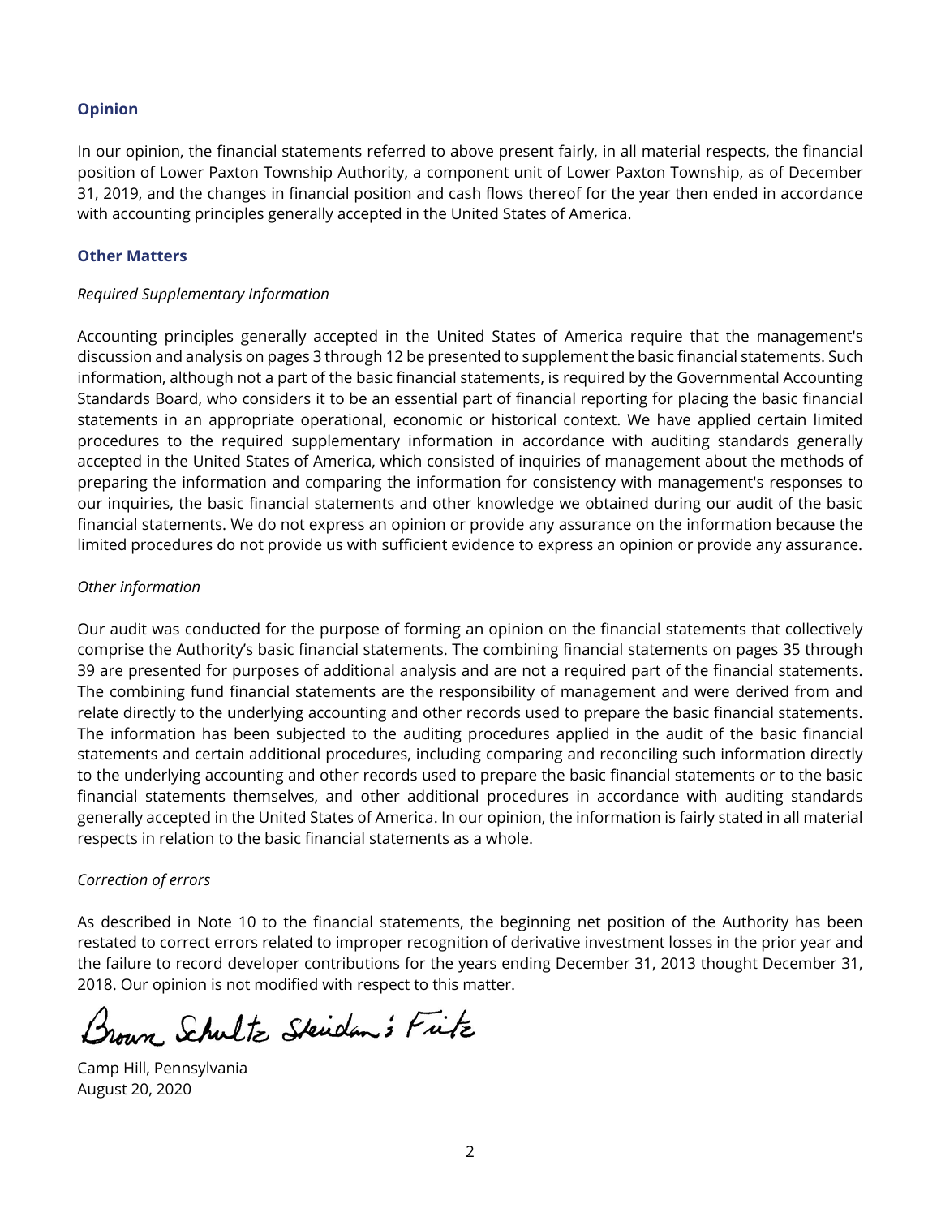### Opinion

In our opinion, the financial statements referred to above present fairly, in all material respects, the financial position of Lower Paxton Township Authority, a component unit of Lower Paxton Township, as of December 31, 2019, and the changes in financial position and cash flows thereof for the year then ended in accordance with accounting principles generally accepted in the United States of America.

### Other Matters

*Required Supplementary Information*

Accounting principles generally accepted in the United States of America require that the management's discussion and analysis on pages 3 through 12 be presented to supplement the basic financial statements. Such information, although not a part of the basic financial statements, is required by the Governmental Accounting Standards Board, who considers it to be an essential part of financial reporting for placing the basic financial statements in an appropriate operational, economic or historical context. We have applied certain limited procedures to the required supplementary information in accordance with auditing standards generally accepted in the United States of America, which consisted of inquiries of management about the methods of preparing the information and comparing the information for consistency with management's responses to our inquiries, the basic financial statements and other knowledge we obtained during our audit of the basic financial statements. We do not express an opinion or provide any assurance on the information because the limited procedures do not provide us with sufficient evidence to express an opinion or provide any assurance.

*Other information*

Our audit was conducted for the purpose of forming an opinion on the financial statements that collectively comprise the Authority's basic financial statements. The combining financial statements on pages 35 through 39 are presented for purposes of additional analysis and are not a required part of the financial statements. The combining fund financial statements are the responsibility of management and were derived from and relate directly to the underlying accounting and other records used to prepare the basic financial statements. The information has been subjected to the auditing procedures applied in the audit of the basic financial statements and certain additional procedures, including comparing and reconciling such information directly to the underlying accounting and other records used to prepare the basic financial statements or to the basic financial statements themselves, and other additional procedures in accordance with auditing standards generally accepted in the United States of America. In our opinion, the information is fairly stated in all material respects in relation to the basic financial statements as a whole.

*Correction of errors*

As described in Note 10 to the financial statements, the beginning net position of the Authority has been restated to correct errors related to improper recognition of derivative investment losses in the prior year and the failure to record developer contributions for the years ending December 31, 2013 thought December 31, 2018. Our opinion is not modified with respect to this matter.

Brown Schultz Sheridan & Fritz

Camp Hill, Pennsylvania
August 20, 2020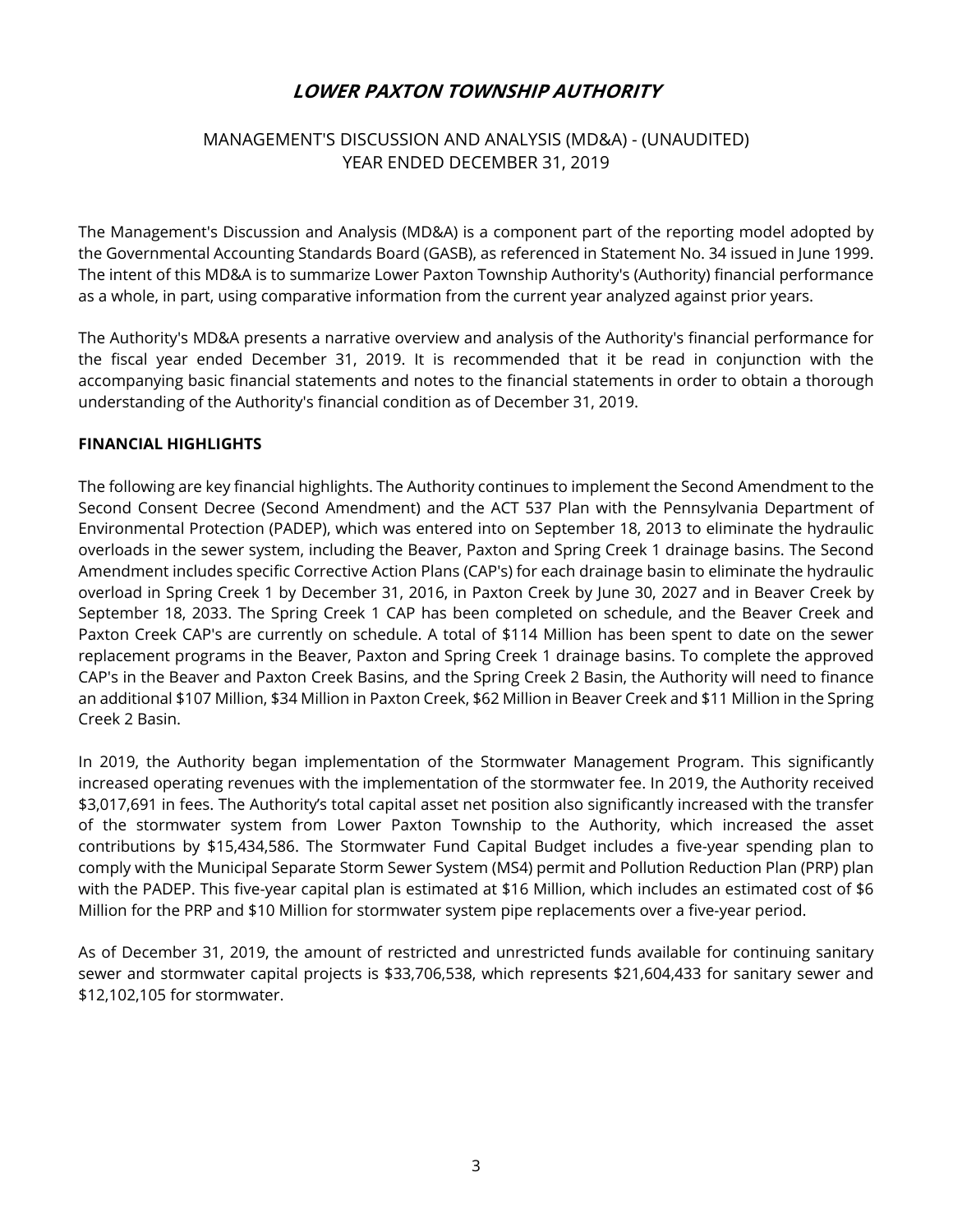# ***LOWER PAXTON TOWNSHIP AUTHORITY***

MANAGEMENT'S DISCUSSION AND ANALYSIS (MD&A) - (UNAUDITED)
YEAR ENDED DECEMBER 31, 2019

The Management's Discussion and Analysis (MD&A) is a component part of the reporting model adopted by the Governmental Accounting Standards Board (GASB), as referenced in Statement No. 34 issued in June 1999. The intent of this MD&A is to summarize Lower Paxton Township Authority's (Authority) financial performance as a whole, in part, using comparative information from the current year analyzed against prior years.

The Authority's MD&A presents a narrative overview and analysis of the Authority's financial performance for the fiscal year ended December 31, 2019. It is recommended that it be read in conjunction with the accompanying basic financial statements and notes to the financial statements in order to obtain a thorough understanding of the Authority's financial condition as of December 31, 2019.

**FINANCIAL HIGHLIGHTS**

The following are key financial highlights. The Authority continues to implement the Second Amendment to the Second Consent Decree (Second Amendment) and the ACT 537 Plan with the Pennsylvania Department of Environmental Protection (PADEP), which was entered into on September 18, 2013 to eliminate the hydraulic overloads in the sewer system, including the Beaver, Paxton and Spring Creek 1 drainage basins. The Second Amendment includes specific Corrective Action Plans (CAP's) for each drainage basin to eliminate the hydraulic overload in Spring Creek 1 by December 31, 2016, in Paxton Creek by June 30, 2027 and in Beaver Creek by September 18, 2033. The Spring Creek 1 CAP has been completed on schedule, and the Beaver Creek and Paxton Creek CAP's are currently on schedule. A total of $114 Million has been spent to date on the sewer replacement programs in the Beaver, Paxton and Spring Creek 1 drainage basins. To complete the approved CAP's in the Beaver and Paxton Creek Basins, and the Spring Creek 2 Basin, the Authority will need to finance an additional $107 Million, $34 Million in Paxton Creek, $62 Million in Beaver Creek and $11 Million in the Spring Creek 2 Basin.

In 2019, the Authority began implementation of the Stormwater Management Program. This significantly increased operating revenues with the implementation of the stormwater fee. In 2019, the Authority received $3,017,691 in fees. The Authority's total capital asset net position also significantly increased with the transfer of the stormwater system from Lower Paxton Township to the Authority, which increased the asset contributions by $15,434,586. The Stormwater Fund Capital Budget includes a five-year spending plan to comply with the Municipal Separate Storm Sewer System (MS4) permit and Pollution Reduction Plan (PRP) plan with the PADEP. This five-year capital plan is estimated at $16 Million, which includes an estimated cost of $6 Million for the PRP and $10 Million for stormwater system pipe replacements over a five-year period.

As of December 31, 2019, the amount of restricted and unrestricted funds available for continuing sanitary sewer and stormwater capital projects is $33,706,538, which represents $21,604,433 for sanitary sewer and $12,102,105 for stormwater.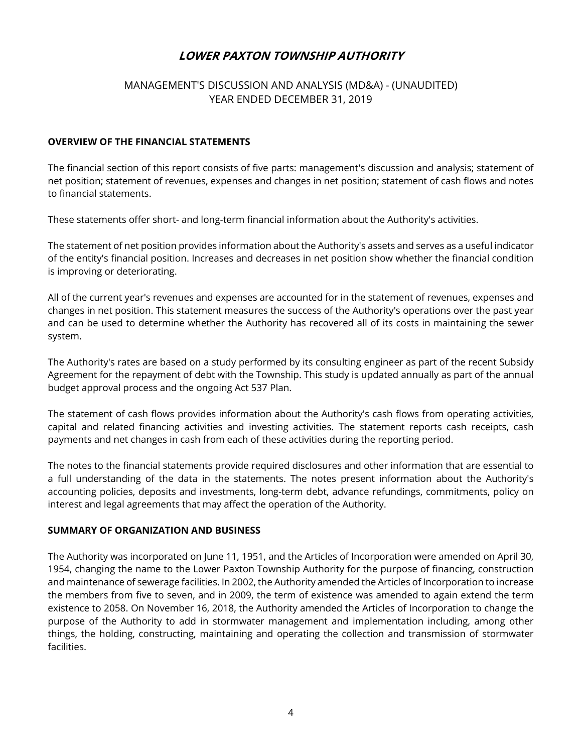# LOWER PAXTON TOWNSHIP AUTHORITY

MANAGEMENT'S DISCUSSION AND ANALYSIS (MD&A) - (UNAUDITED)
YEAR ENDED DECEMBER 31, 2019

## OVERVIEW OF THE FINANCIAL STATEMENTS

The financial section of this report consists of five parts: management's discussion and analysis; statement of net position; statement of revenues, expenses and changes in net position; statement of cash flows and notes to financial statements.

These statements offer short- and long-term financial information about the Authority's activities.

The statement of net position provides information about the Authority's assets and serves as a useful indicator of the entity's financial position. Increases and decreases in net position show whether the financial condition is improving or deteriorating.

All of the current year's revenues and expenses are accounted for in the statement of revenues, expenses and changes in net position. This statement measures the success of the Authority's operations over the past year and can be used to determine whether the Authority has recovered all of its costs in maintaining the sewer system.

The Authority's rates are based on a study performed by its consulting engineer as part of the recent Subsidy Agreement for the repayment of debt with the Township. This study is updated annually as part of the annual budget approval process and the ongoing Act 537 Plan.

The statement of cash flows provides information about the Authority's cash flows from operating activities, capital and related financing activities and investing activities. The statement reports cash receipts, cash payments and net changes in cash from each of these activities during the reporting period.

The notes to the financial statements provide required disclosures and other information that are essential to a full understanding of the data in the statements. The notes present information about the Authority's accounting policies, deposits and investments, long-term debt, advance refundings, commitments, policy on interest and legal agreements that may affect the operation of the Authority.

## SUMMARY OF ORGANIZATION AND BUSINESS

The Authority was incorporated on June 11, 1951, and the Articles of Incorporation were amended on April 30, 1954, changing the name to the Lower Paxton Township Authority for the purpose of financing, construction and maintenance of sewerage facilities. In 2002, the Authority amended the Articles of Incorporation to increase the members from five to seven, and in 2009, the term of existence was amended to again extend the term existence to 2058. On November 16, 2018, the Authority amended the Articles of Incorporation to change the purpose of the Authority to add in stormwater management and implementation including, among other things, the holding, constructing, maintaining and operating the collection and transmission of stormwater facilities.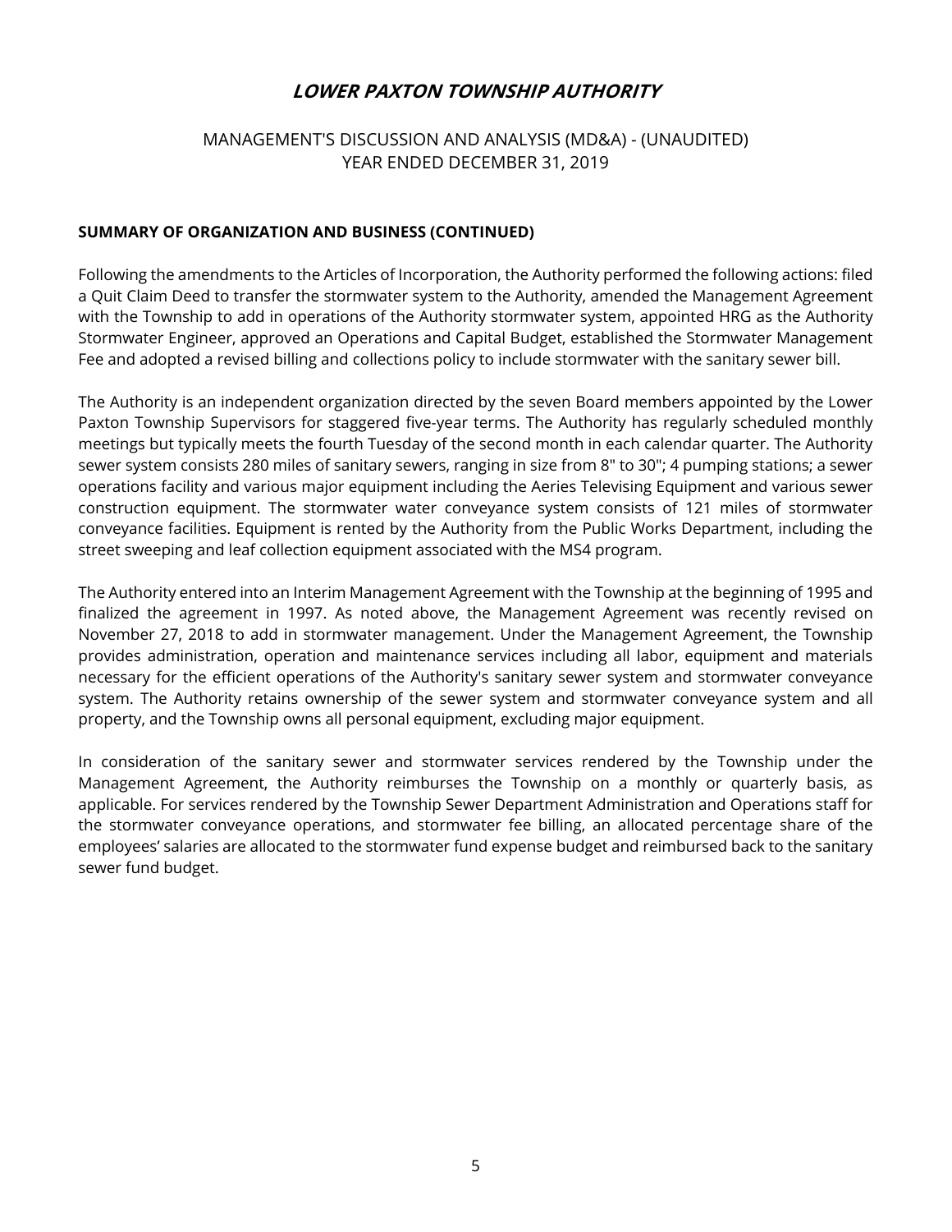# LOWER PAXTON TOWNSHIP AUTHORITY

MANAGEMENT'S DISCUSSION AND ANALYSIS (MD&A) - (UNAUDITED)
YEAR ENDED DECEMBER 31, 2019

**SUMMARY OF ORGANIZATION AND BUSINESS (CONTINUED)**

Following the amendments to the Articles of Incorporation, the Authority performed the following actions: filed a Quit Claim Deed to transfer the stormwater system to the Authority, amended the Management Agreement with the Township to add in operations of the Authority stormwater system, appointed HRG as the Authority Stormwater Engineer, approved an Operations and Capital Budget, established the Stormwater Management Fee and adopted a revised billing and collections policy to include stormwater with the sanitary sewer bill.

The Authority is an independent organization directed by the seven Board members appointed by the Lower Paxton Township Supervisors for staggered five-year terms. The Authority has regularly scheduled monthly meetings but typically meets the fourth Tuesday of the second month in each calendar quarter. The Authority sewer system consists 280 miles of sanitary sewers, ranging in size from 8" to 30"; 4 pumping stations; a sewer operations facility and various major equipment including the Aeries Televising Equipment and various sewer construction equipment. The stormwater water conveyance system consists of 121 miles of stormwater conveyance facilities. Equipment is rented by the Authority from the Public Works Department, including the street sweeping and leaf collection equipment associated with the MS4 program.

The Authority entered into an Interim Management Agreement with the Township at the beginning of 1995 and finalized the agreement in 1997. As noted above, the Management Agreement was recently revised on November 27, 2018 to add in stormwater management. Under the Management Agreement, the Township provides administration, operation and maintenance services including all labor, equipment and materials necessary for the efficient operations of the Authority's sanitary sewer system and stormwater conveyance system. The Authority retains ownership of the sewer system and stormwater conveyance system and all property, and the Township owns all personal equipment, excluding major equipment.

In consideration of the sanitary sewer and stormwater services rendered by the Township under the Management Agreement, the Authority reimburses the Township on a monthly or quarterly basis, as applicable. For services rendered by the Township Sewer Department Administration and Operations staff for the stormwater conveyance operations, and stormwater fee billing, an allocated percentage share of the employees' salaries are allocated to the stormwater fund expense budget and reimbursed back to the sanitary sewer fund budget.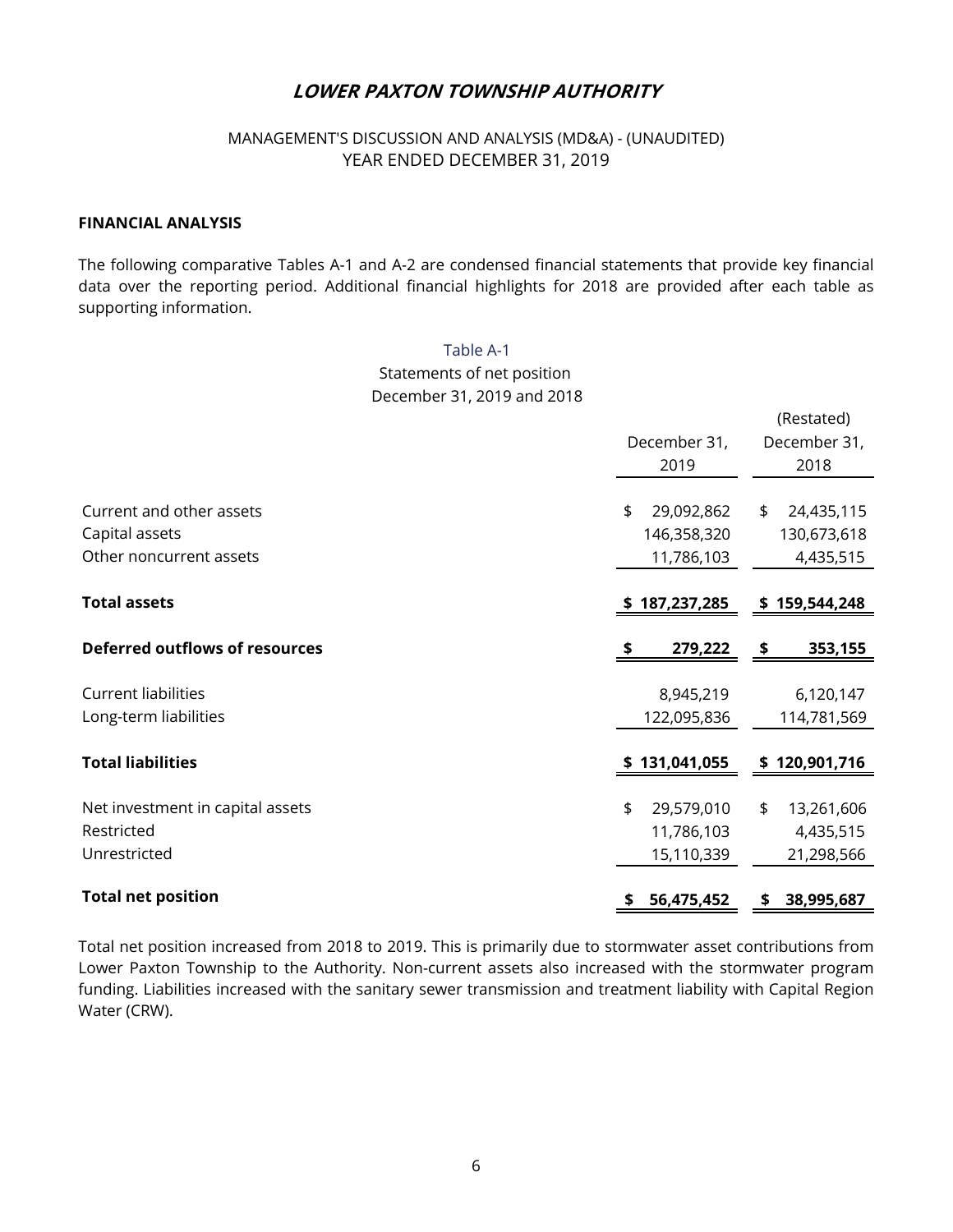# LOWER PAXTON TOWNSHIP AUTHORITY

MANAGEMENT'S DISCUSSION AND ANALYSIS (MD&A) - (UNAUDITED)
YEAR ENDED DECEMBER 31, 2019

### FINANCIAL ANALYSIS

The following comparative Tables A-1 and A-2 are condensed financial statements that provide key financial data over the reporting period. Additional financial highlights for 2018 are provided after each table as supporting information.

Table A-1
Statements of net position
December 31, 2019 and 2018

| | December 31, 2019 | (Restated) December 31, 2018 |
|---|---|---|
| Current and other assets | $ 29,092,862 | $ 24,435,115 |
| Capital assets | 146,358,320 | 130,673,618 |
| Other noncurrent assets | 11,786,103 | 4,435,515 |
| **Total assets** | **$ 187,237,285** | **$ 159,544,248** |
| **Deferred outflows of resources** | **$ 279,222** | **$ 353,155** |
| Current liabilities | 8,945,219 | 6,120,147 |
| Long-term liabilities | 122,095,836 | 114,781,569 |
| **Total liabilities** | **$ 131,041,055** | **$ 120,901,716** |
| Net investment in capital assets | $ 29,579,010 | $ 13,261,606 |
| Restricted | 11,786,103 | 4,435,515 |
| Unrestricted | 15,110,339 | 21,298,566 |
| **Total net position** | **$ 56,475,452** | **$ 38,995,687** |

Total net position increased from 2018 to 2019. This is primarily due to stormwater asset contributions from Lower Paxton Township to the Authority. Non-current assets also increased with the stormwater program funding. Liabilities increased with the sanitary sewer transmission and treatment liability with Capital Region Water (CRW).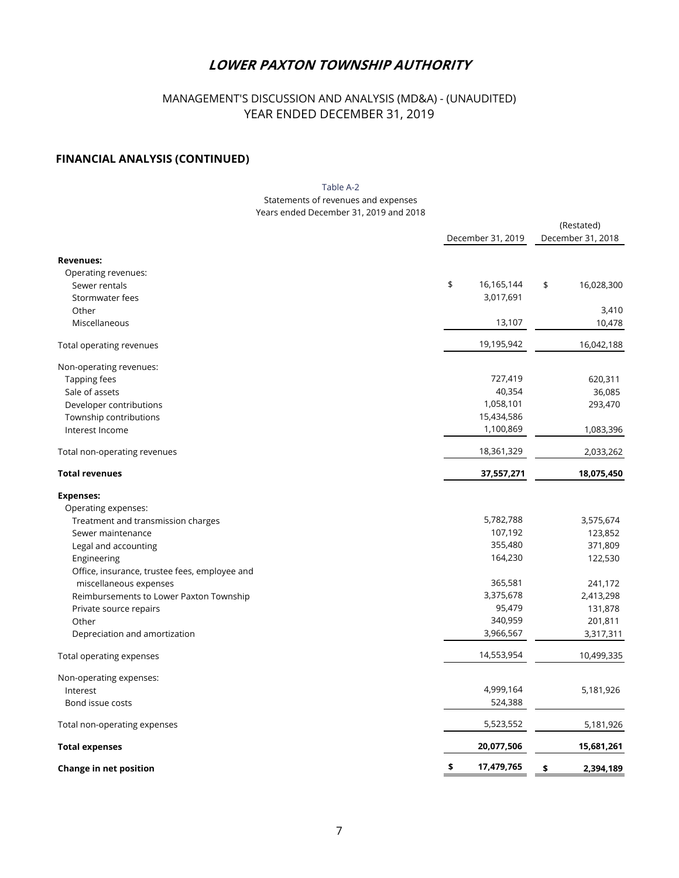# LOWER PAXTON TOWNSHIP AUTHORITY

MANAGEMENT'S DISCUSSION AND ANALYSIS (MD&A) - (UNAUDITED)
YEAR ENDED DECEMBER 31, 2019

## FINANCIAL ANALYSIS (CONTINUED)

Table A-2
Statements of revenues and expenses
Years ended December 31, 2019 and 2018

| | December 31, 2019 | (Restated) December 31, 2018 |
|---|---|---|
| **Revenues:** | | |
| Operating revenues: | | |
| Sewer rentals | $ 16,165,144 | $ 16,028,300 |
| Stormwater fees | 3,017,691 | |
| Other | | 3,410 |
| Miscellaneous | 13,107 | 10,478 |
| Total operating revenues | 19,195,942 | 16,042,188 |
| Non-operating revenues: | | |
| Tapping fees | 727,419 | 620,311 |
| Sale of assets | 40,354 | 36,085 |
| Developer contributions | 1,058,101 | 293,470 |
| Township contributions | 15,434,586 | |
| Interest Income | 1,100,869 | 1,083,396 |
| Total non-operating revenues | 18,361,329 | 2,033,262 |
| **Total revenues** | **37,557,271** | **18,075,450** |
| **Expenses:** | | |
| Operating expenses: | | |
| Treatment and transmission charges | 5,782,788 | 3,575,674 |
| Sewer maintenance | 107,192 | 123,852 |
| Legal and accounting | 355,480 | 371,809 |
| Engineering | 164,230 | 122,530 |
| Office, insurance, trustee fees, employee and miscellaneous expenses | 365,581 | 241,172 |
| Reimbursements to Lower Paxton Township | 3,375,678 | 2,413,298 |
| Private source repairs | 95,479 | 131,878 |
| Other | 340,959 | 201,811 |
| Depreciation and amortization | 3,966,567 | 3,317,311 |
| Total operating expenses | 14,553,954 | 10,499,335 |
| Non-operating expenses: | | |
| Interest | 4,999,164 | 5,181,926 |
| Bond issue costs | 524,388 | |
| Total non-operating expenses | 5,523,552 | 5,181,926 |
| **Total expenses** | **20,077,506** | **15,681,261** |
| **Change in net position** | **$ 17,479,765** | **$ 2,394,189** |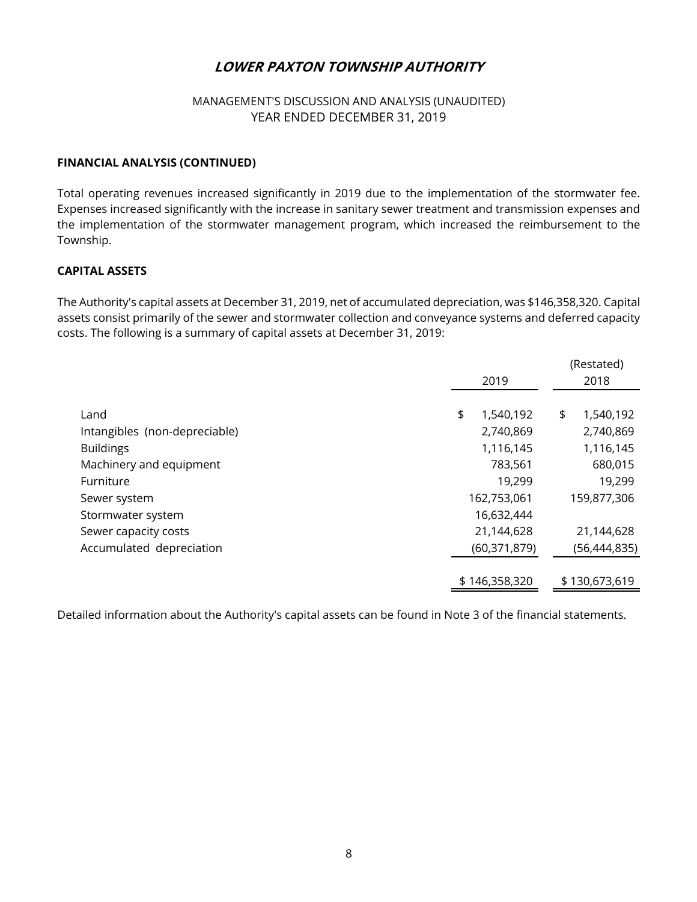# LOWER PAXTON TOWNSHIP AUTHORITY

MANAGEMENT'S DISCUSSION AND ANALYSIS (UNAUDITED)
YEAR ENDED DECEMBER 31, 2019

## FINANCIAL ANALYSIS (CONTINUED)

Total operating revenues increased significantly in 2019 due to the implementation of the stormwater fee. Expenses increased significantly with the increase in sanitary sewer treatment and transmission expenses and the implementation of the stormwater management program, which increased the reimbursement to the Township.

## CAPITAL ASSETS

The Authority's capital assets at December 31, 2019, net of accumulated depreciation, was $146,358,320. Capital assets consist primarily of the sewer and stormwater collection and conveyance systems and deferred capacity costs. The following is a summary of capital assets at December 31, 2019:

| | 2019 | (Restated) 2018 |
|---|---|---|
| Land | $ 1,540,192 | $ 1,540,192 |
| Intangibles (non-depreciable) | 2,740,869 | 2,740,869 |
| Buildings | 1,116,145 | 1,116,145 |
| Machinery and equipment | 783,561 | 680,015 |
| Furniture | 19,299 | 19,299 |
| Sewer system | 162,753,061 | 159,877,306 |
| Stormwater system | 16,632,444 | |
| Sewer capacity costs | 21,144,628 | 21,144,628 |
| Accumulated depreciation | (60,371,879) | (56,444,835) |
| | $ 146,358,320 | $ 130,673,619 |

Detailed information about the Authority's capital assets can be found in Note 3 of the financial statements.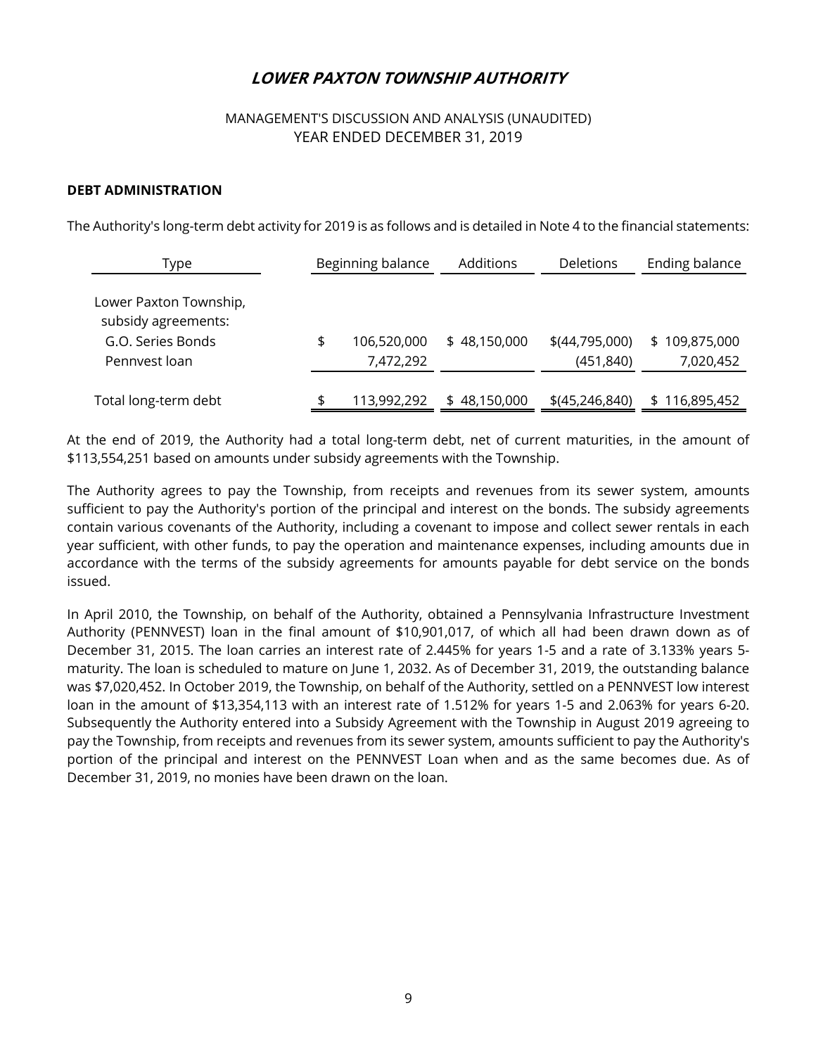# LOWER PAXTON TOWNSHIP AUTHORITY

MANAGEMENT'S DISCUSSION AND ANALYSIS (UNAUDITED)
YEAR ENDED DECEMBER 31, 2019

## DEBT ADMINISTRATION

The Authority's long-term debt activity for 2019 is as follows and is detailed in Note 4 to the financial statements:

| Type | Beginning balance | Additions | Deletions | Ending balance |
|---|---|---|---|---|
| Lower Paxton Township, subsidy agreements: | | | | |
| G.O. Series Bonds | $ 106,520,000 | $ 48,150,000 | $(44,795,000) | $ 109,875,000 |
| Pennvest loan | 7,472,292 | | (451,840) | 7,020,452 |
| Total long-term debt | $ 113,992,292 | $ 48,150,000 | $(45,246,840) | $ 116,895,452 |

At the end of 2019, the Authority had a total long-term debt, net of current maturities, in the amount of $113,554,251 based on amounts under subsidy agreements with the Township.

The Authority agrees to pay the Township, from receipts and revenues from its sewer system, amounts sufficient to pay the Authority's portion of the principal and interest on the bonds. The subsidy agreements contain various covenants of the Authority, including a covenant to impose and collect sewer rentals in each year sufficient, with other funds, to pay the operation and maintenance expenses, including amounts due in accordance with the terms of the subsidy agreements for amounts payable for debt service on the bonds issued.

In April 2010, the Township, on behalf of the Authority, obtained a Pennsylvania Infrastructure Investment Authority (PENNVEST) loan in the final amount of $10,901,017, of which all had been drawn down as of December 31, 2015. The loan carries an interest rate of 2.445% for years 1-5 and a rate of 3.133% years 5-maturity. The loan is scheduled to mature on June 1, 2032. As of December 31, 2019, the outstanding balance was $7,020,452. In October 2019, the Township, on behalf of the Authority, settled on a PENNVEST low interest loan in the amount of $13,354,113 with an interest rate of 1.512% for years 1-5 and 2.063% for years 6-20. Subsequently the Authority entered into a Subsidy Agreement with the Township in August 2019 agreeing to pay the Township, from receipts and revenues from its sewer system, amounts sufficient to pay the Authority's portion of the principal and interest on the PENNVEST Loan when and as the same becomes due. As of December 31, 2019, no monies have been drawn on the loan.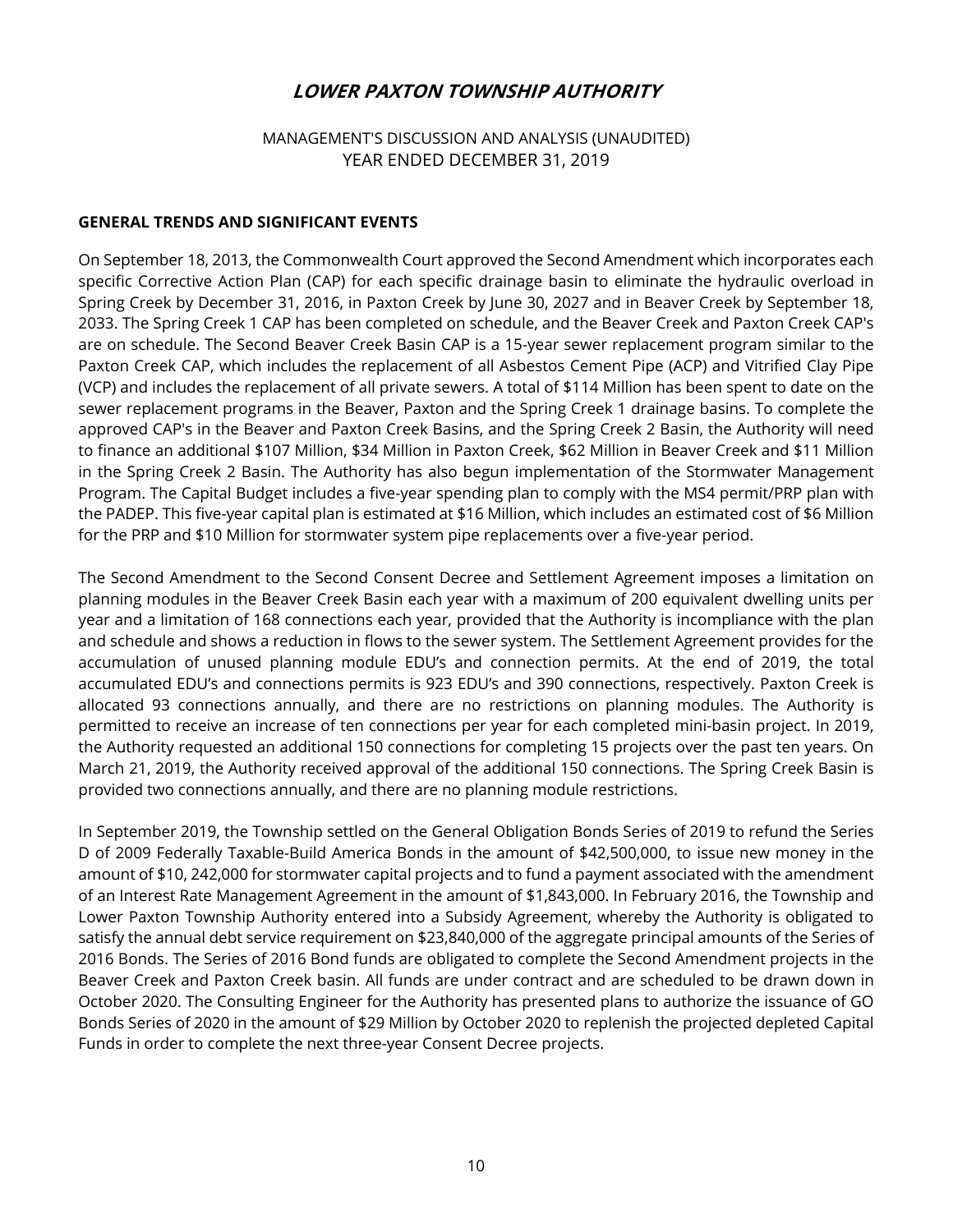# LOWER PAXTON TOWNSHIP AUTHORITY

MANAGEMENT'S DISCUSSION AND ANALYSIS (UNAUDITED)
YEAR ENDED DECEMBER 31, 2019

## GENERAL TRENDS AND SIGNIFICANT EVENTS

On September 18, 2013, the Commonwealth Court approved the Second Amendment which incorporates each specific Corrective Action Plan (CAP) for each specific drainage basin to eliminate the hydraulic overload in Spring Creek by December 31, 2016, in Paxton Creek by June 30, 2027 and in Beaver Creek by September 18, 2033. The Spring Creek 1 CAP has been completed on schedule, and the Beaver Creek and Paxton Creek CAP's are on schedule. The Second Beaver Creek Basin CAP is a 15-year sewer replacement program similar to the Paxton Creek CAP, which includes the replacement of all Asbestos Cement Pipe (ACP) and Vitrified Clay Pipe (VCP) and includes the replacement of all private sewers. A total of $114 Million has been spent to date on the sewer replacement programs in the Beaver, Paxton and the Spring Creek 1 drainage basins. To complete the approved CAP's in the Beaver and Paxton Creek Basins, and the Spring Creek 2 Basin, the Authority will need to finance an additional $107 Million, $34 Million in Paxton Creek, $62 Million in Beaver Creek and $11 Million in the Spring Creek 2 Basin. The Authority has also begun implementation of the Stormwater Management Program. The Capital Budget includes a five-year spending plan to comply with the MS4 permit/PRP plan with the PADEP. This five-year capital plan is estimated at $16 Million, which includes an estimated cost of $6 Million for the PRP and $10 Million for stormwater system pipe replacements over a five-year period.

The Second Amendment to the Second Consent Decree and Settlement Agreement imposes a limitation on planning modules in the Beaver Creek Basin each year with a maximum of 200 equivalent dwelling units per year and a limitation of 168 connections each year, provided that the Authority is incompliance with the plan and schedule and shows a reduction in flows to the sewer system. The Settlement Agreement provides for the accumulation of unused planning module EDU's and connection permits. At the end of 2019, the total accumulated EDU's and connections permits is 923 EDU's and 390 connections, respectively. Paxton Creek is allocated 93 connections annually, and there are no restrictions on planning modules. The Authority is permitted to receive an increase of ten connections per year for each completed mini-basin project. In 2019, the Authority requested an additional 150 connections for completing 15 projects over the past ten years. On March 21, 2019, the Authority received approval of the additional 150 connections. The Spring Creek Basin is provided two connections annually, and there are no planning module restrictions.

In September 2019, the Township settled on the General Obligation Bonds Series of 2019 to refund the Series D of 2009 Federally Taxable-Build America Bonds in the amount of $42,500,000, to issue new money in the amount of $10, 242,000 for stormwater capital projects and to fund a payment associated with the amendment of an Interest Rate Management Agreement in the amount of $1,843,000. In February 2016, the Township and Lower Paxton Township Authority entered into a Subsidy Agreement, whereby the Authority is obligated to satisfy the annual debt service requirement on $23,840,000 of the aggregate principal amounts of the Series of 2016 Bonds. The Series of 2016 Bond funds are obligated to complete the Second Amendment projects in the Beaver Creek and Paxton Creek basin. All funds are under contract and are scheduled to be drawn down in October 2020. The Consulting Engineer for the Authority has presented plans to authorize the issuance of GO Bonds Series of 2020 in the amount of $29 Million by October 2020 to replenish the projected depleted Capital Funds in order to complete the next three-year Consent Decree projects.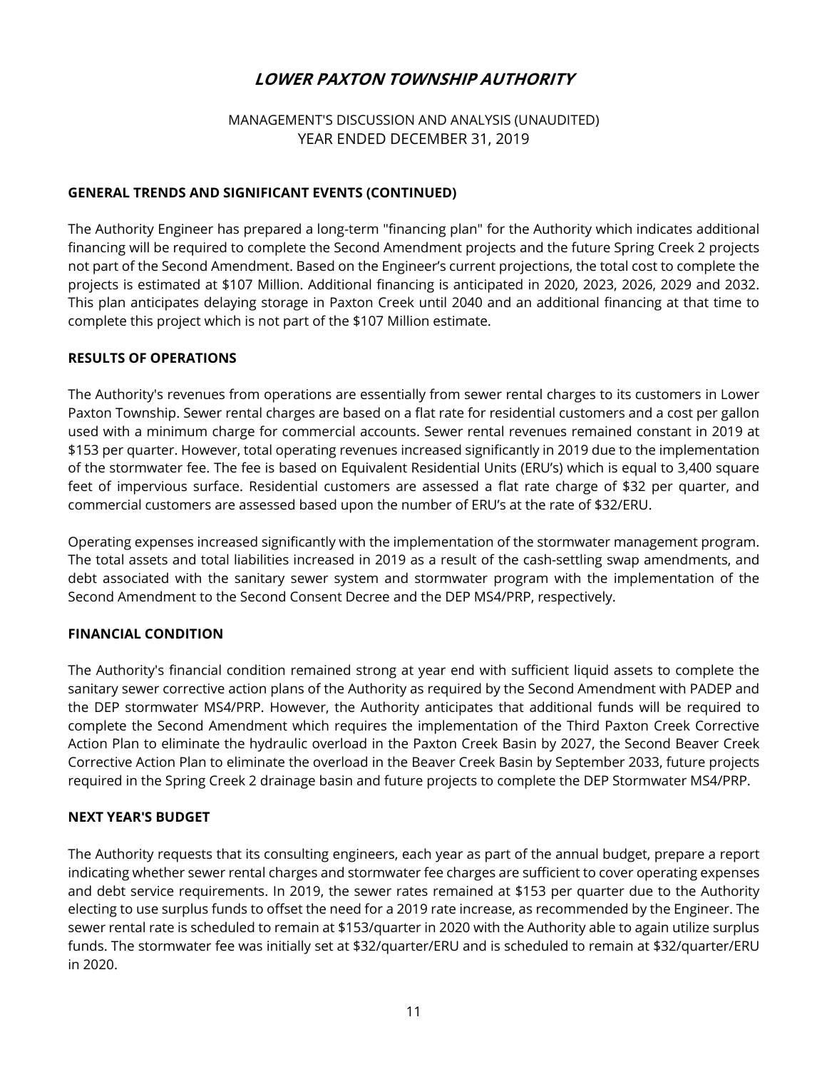# LOWER PAXTON TOWNSHIP AUTHORITY

MANAGEMENT'S DISCUSSION AND ANALYSIS (UNAUDITED)
YEAR ENDED DECEMBER 31, 2019

## GENERAL TRENDS AND SIGNIFICANT EVENTS (CONTINUED)

The Authority Engineer has prepared a long-term "financing plan" for the Authority which indicates additional financing will be required to complete the Second Amendment projects and the future Spring Creek 2 projects not part of the Second Amendment. Based on the Engineer's current projections, the total cost to complete the projects is estimated at $107 Million. Additional financing is anticipated in 2020, 2023, 2026, 2029 and 2032. This plan anticipates delaying storage in Paxton Creek until 2040 and an additional financing at that time to complete this project which is not part of the $107 Million estimate.

## RESULTS OF OPERATIONS

The Authority's revenues from operations are essentially from sewer rental charges to its customers in Lower Paxton Township. Sewer rental charges are based on a flat rate for residential customers and a cost per gallon used with a minimum charge for commercial accounts. Sewer rental revenues remained constant in 2019 at $153 per quarter. However, total operating revenues increased significantly in 2019 due to the implementation of the stormwater fee. The fee is based on Equivalent Residential Units (ERU's) which is equal to 3,400 square feet of impervious surface. Residential customers are assessed a flat rate charge of $32 per quarter, and commercial customers are assessed based upon the number of ERU's at the rate of $32/ERU.

Operating expenses increased significantly with the implementation of the stormwater management program. The total assets and total liabilities increased in 2019 as a result of the cash-settling swap amendments, and debt associated with the sanitary sewer system and stormwater program with the implementation of the Second Amendment to the Second Consent Decree and the DEP MS4/PRP, respectively.

## FINANCIAL CONDITION

The Authority's financial condition remained strong at year end with sufficient liquid assets to complete the sanitary sewer corrective action plans of the Authority as required by the Second Amendment with PADEP and the DEP stormwater MS4/PRP. However, the Authority anticipates that additional funds will be required to complete the Second Amendment which requires the implementation of the Third Paxton Creek Corrective Action Plan to eliminate the hydraulic overload in the Paxton Creek Basin by 2027, the Second Beaver Creek Corrective Action Plan to eliminate the overload in the Beaver Creek Basin by September 2033, future projects required in the Spring Creek 2 drainage basin and future projects to complete the DEP Stormwater MS4/PRP.

## NEXT YEAR'S BUDGET

The Authority requests that its consulting engineers, each year as part of the annual budget, prepare a report indicating whether sewer rental charges and stormwater fee charges are sufficient to cover operating expenses and debt service requirements. In 2019, the sewer rates remained at $153 per quarter due to the Authority electing to use surplus funds to offset the need for a 2019 rate increase, as recommended by the Engineer. The sewer rental rate is scheduled to remain at $153/quarter in 2020 with the Authority able to again utilize surplus funds. The stormwater fee was initially set at $32/quarter/ERU and is scheduled to remain at $32/quarter/ERU in 2020.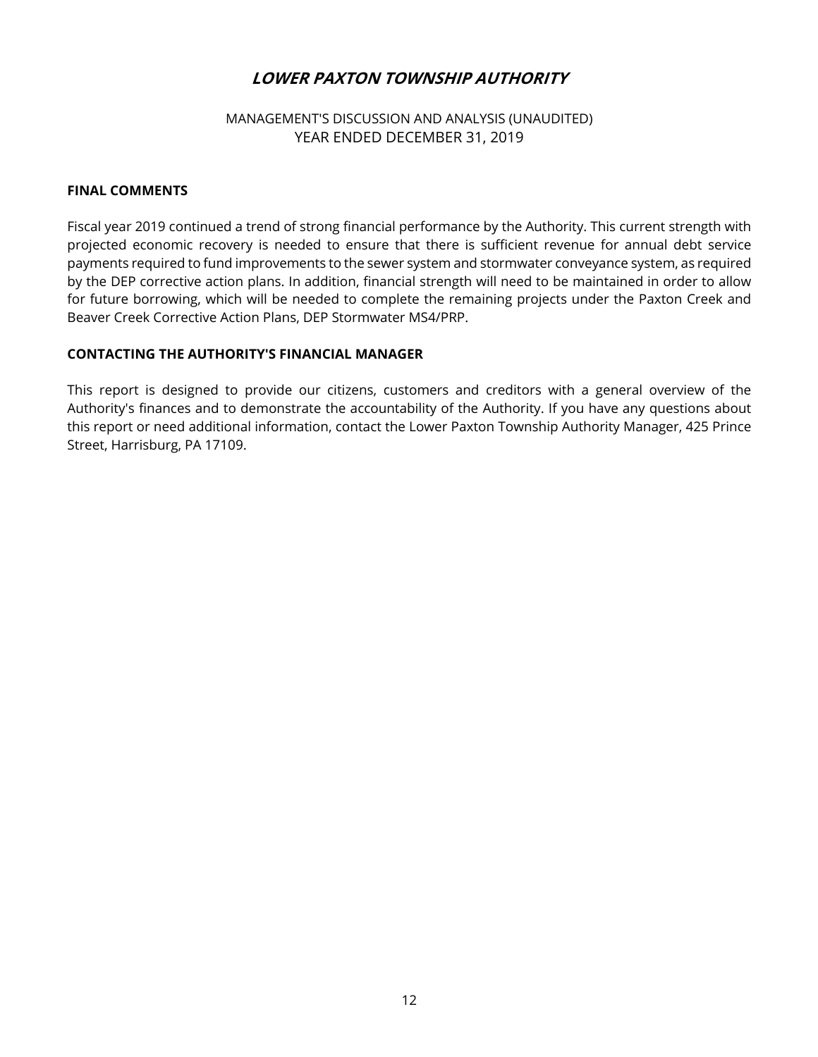# LOWER PAXTON TOWNSHIP AUTHORITY

MANAGEMENT'S DISCUSSION AND ANALYSIS (UNAUDITED)
YEAR ENDED DECEMBER 31, 2019

## FINAL COMMENTS

Fiscal year 2019 continued a trend of strong financial performance by the Authority. This current strength with projected economic recovery is needed to ensure that there is sufficient revenue for annual debt service payments required to fund improvements to the sewer system and stormwater conveyance system, as required by the DEP corrective action plans. In addition, financial strength will need to be maintained in order to allow for future borrowing, which will be needed to complete the remaining projects under the Paxton Creek and Beaver Creek Corrective Action Plans, DEP Stormwater MS4/PRP.

## CONTACTING THE AUTHORITY'S FINANCIAL MANAGER

This report is designed to provide our citizens, customers and creditors with a general overview of the Authority's finances and to demonstrate the accountability of the Authority. If you have any questions about this report or need additional information, contact the Lower Paxton Township Authority Manager, 425 Prince Street, Harrisburg, PA 17109.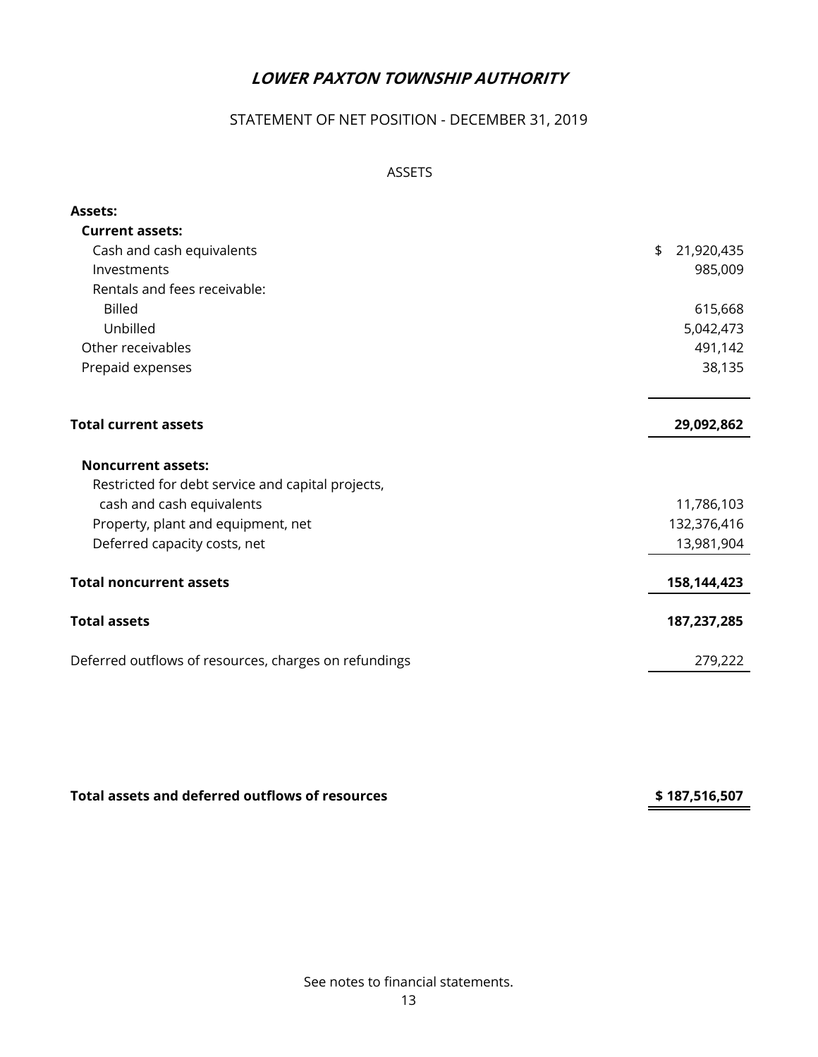# ***LOWER PAXTON TOWNSHIP AUTHORITY***

## STATEMENT OF NET POSITION - DECEMBER 31, 2019

### ASSETS

| | |
|---|---:|
| **Assets:** | |
| **Current assets:** | |
| Cash and cash equivalents | $ 21,920,435 |
| Investments | 985,009 |
| Rentals and fees receivable: | |
| Billed | 615,668 |
| Unbilled | 5,042,473 |
| Other receivables | 491,142 |
| Prepaid expenses | 38,135 |
| **Total current assets** | **29,092,862** |
| **Noncurrent assets:** | |
| Restricted for debt service and capital projects, cash and cash equivalents | 11,786,103 |
| Property, plant and equipment, net | 132,376,416 |
| Deferred capacity costs, net | 13,981,904 |
| **Total noncurrent assets** | **158,144,423** |
| **Total assets** | **187,237,285** |
| Deferred outflows of resources, charges on refundings | 279,222 |
| **Total assets and deferred outflows of resources** | **$ 187,516,507** |

See notes to financial statements.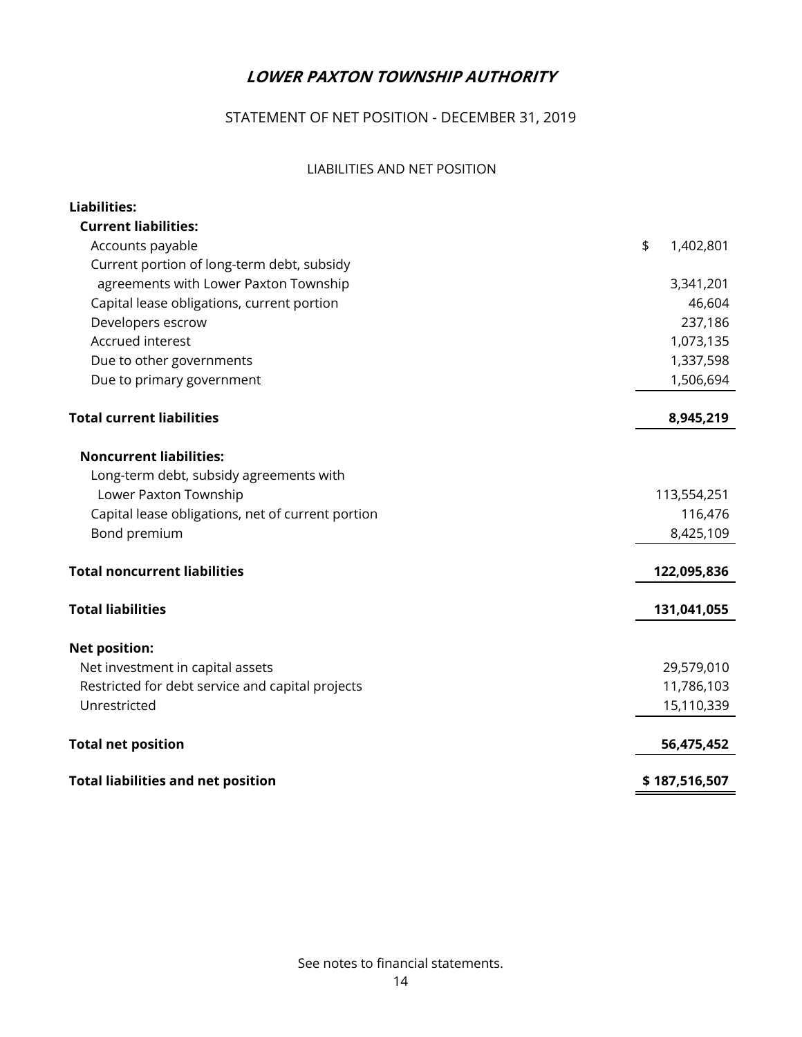# *LOWER PAXTON TOWNSHIP AUTHORITY*

STATEMENT OF NET POSITION - DECEMBER 31, 2019

LIABILITIES AND NET POSITION

| | |
|---|---|
| **Liabilities:** | |
| **Current liabilities:** | |
| Accounts payable | $ 1,402,801 |
| Current portion of long-term debt, subsidy agreements with Lower Paxton Township | 3,341,201 |
| Capital lease obligations, current portion | 46,604 |
| Developers escrow | 237,186 |
| Accrued interest | 1,073,135 |
| Due to other governments | 1,337,598 |
| Due to primary government | 1,506,694 |
| **Total current liabilities** | **8,945,219** |
| **Noncurrent liabilities:** | |
| Long-term debt, subsidy agreements with Lower Paxton Township | 113,554,251 |
| Capital lease obligations, net of current portion | 116,476 |
| Bond premium | 8,425,109 |
| **Total noncurrent liabilities** | **122,095,836** |
| **Total liabilities** | **131,041,055** |
| **Net position:** | |
| Net investment in capital assets | 29,579,010 |
| Restricted for debt service and capital projects | 11,786,103 |
| Unrestricted | 15,110,339 |
| **Total net position** | **56,475,452** |
| **Total liabilities and net position** | **$ 187,516,507** |

See notes to financial statements.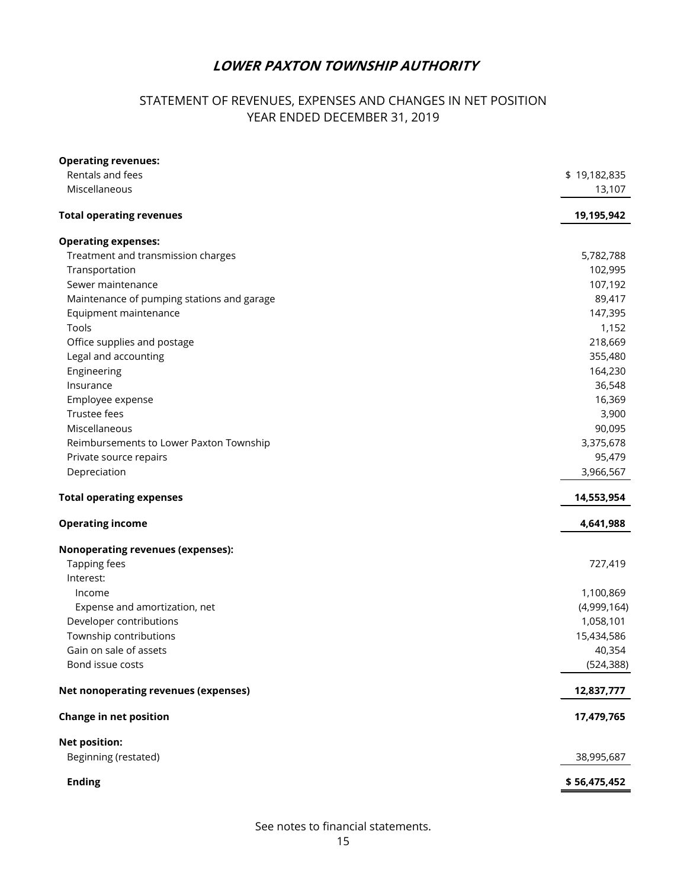# *LOWER PAXTON TOWNSHIP AUTHORITY*

## STATEMENT OF REVENUES, EXPENSES AND CHANGES IN NET POSITION
## YEAR ENDED DECEMBER 31, 2019

| | |
|---|---|
| **Operating revenues:** | |
| Rentals and fees | $ 19,182,835 |
| Miscellaneous | 13,107 |
| **Total operating revenues** | **19,195,942** |
| **Operating expenses:** | |
| Treatment and transmission charges | 5,782,788 |
| Transportation | 102,995 |
| Sewer maintenance | 107,192 |
| Maintenance of pumping stations and garage | 89,417 |
| Equipment maintenance | 147,395 |
| Tools | 1,152 |
| Office supplies and postage | 218,669 |
| Legal and accounting | 355,480 |
| Engineering | 164,230 |
| Insurance | 36,548 |
| Employee expense | 16,369 |
| Trustee fees | 3,900 |
| Miscellaneous | 90,095 |
| Reimbursements to Lower Paxton Township | 3,375,678 |
| Private source repairs | 95,479 |
| Depreciation | 3,966,567 |
| **Total operating expenses** | **14,553,954** |
| **Operating income** | **4,641,988** |
| **Nonoperating revenues (expenses):** | |
| Tapping fees | 727,419 |
| Interest: | |
| Income | 1,100,869 |
| Expense and amortization, net | (4,999,164) |
| Developer contributions | 1,058,101 |
| Township contributions | 15,434,586 |
| Gain on sale of assets | 40,354 |
| Bond issue costs | (524,388) |
| **Net nonoperating revenues (expenses)** | **12,837,777** |
| **Change in net position** | **17,479,765** |
| **Net position:** | |
| Beginning (restated) | 38,995,687 |
| **Ending** | **$ 56,475,452** |

See notes to financial statements.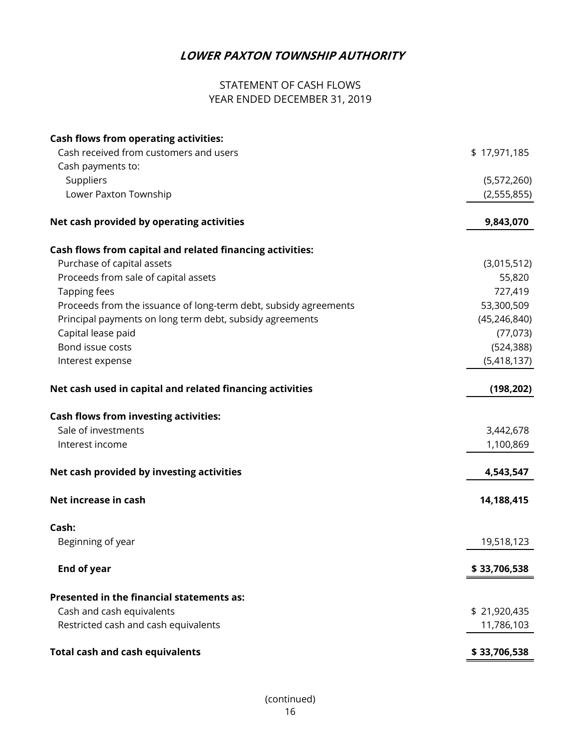# LOWER PAXTON TOWNSHIP AUTHORITY

## STATEMENT OF CASH FLOWS
## YEAR ENDED DECEMBER 31, 2019

| | |
|---|---|
| **Cash flows from operating activities:** | |
| Cash received from customers and users | $ 17,971,185 |
| Cash payments to: | |
| Suppliers | (5,572,260) |
| Lower Paxton Township | (2,555,855) |
| **Net cash provided by operating activities** | **9,843,070** |
| **Cash flows from capital and related financing activities:** | |
| Purchase of capital assets | (3,015,512) |
| Proceeds from sale of capital assets | 55,820 |
| Tapping fees | 727,419 |
| Proceeds from the issuance of long-term debt, subsidy agreements | 53,300,509 |
| Principal payments on long term debt, subsidy agreements | (45,246,840) |
| Capital lease paid | (77,073) |
| Bond issue costs | (524,388) |
| Interest expense | (5,418,137) |
| **Net cash used in capital and related financing activities** | **(198,202)** |
| **Cash flows from investing activities:** | |
| Sale of investments | 3,442,678 |
| Interest income | 1,100,869 |
| **Net cash provided by investing activities** | **4,543,547** |
| **Net increase in cash** | **14,188,415** |
| **Cash:** | |
| Beginning of year | 19,518,123 |
| **End of year** | **$ 33,706,538** |
| **Presented in the financial statements as:** | |
| Cash and cash equivalents | $ 21,920,435 |
| Restricted cash and cash equivalents | 11,786,103 |
| **Total cash and cash equivalents** | **$ 33,706,538** |

(continued)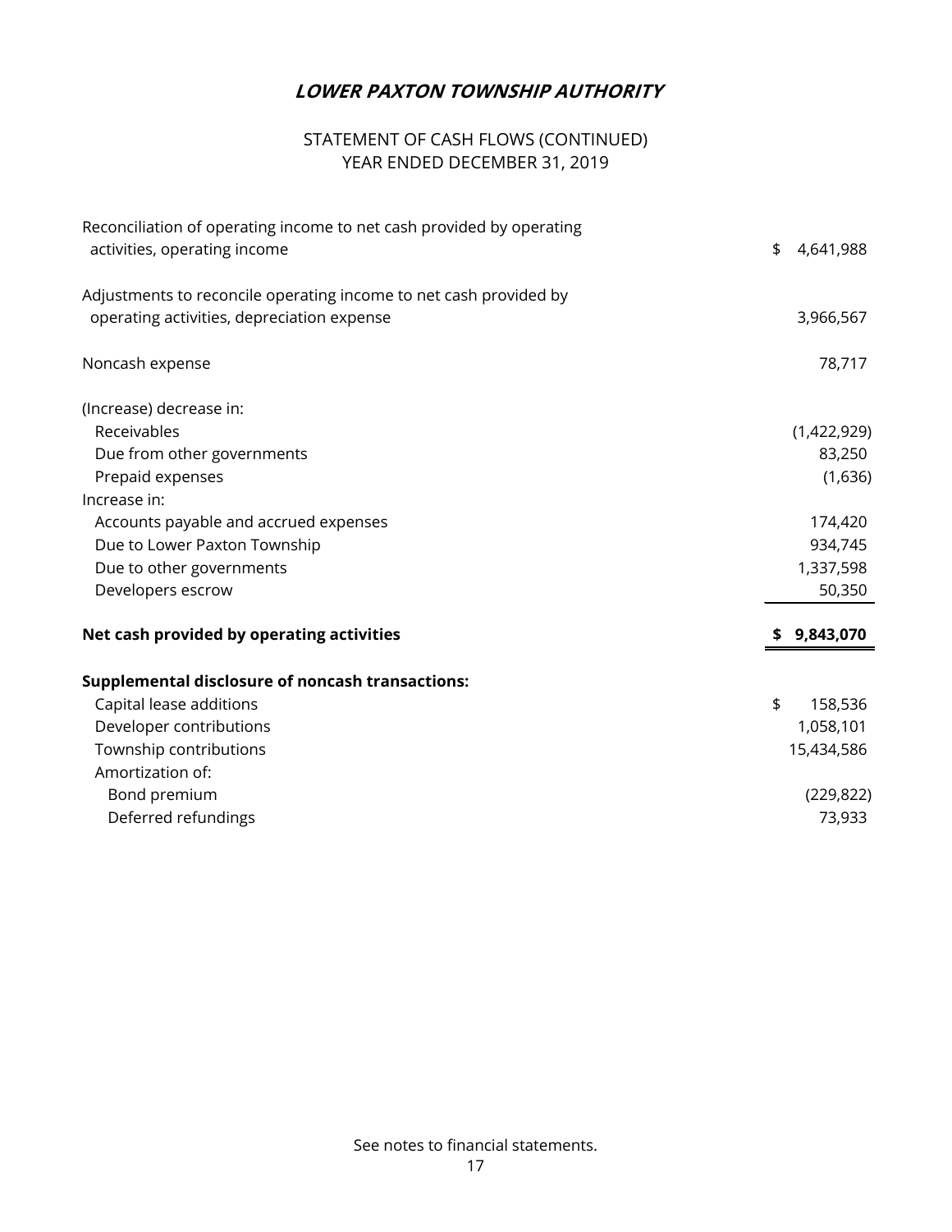# *LOWER PAXTON TOWNSHIP AUTHORITY*

STATEMENT OF CASH FLOWS (CONTINUED)
YEAR ENDED DECEMBER 31, 2019

| | |
|---|---|
| Reconciliation of operating income to net cash provided by operating activities, operating income | $ 4,641,988 |
| Adjustments to reconcile operating income to net cash provided by operating activities, depreciation expense | 3,966,567 |
| Noncash expense | 78,717 |
| (Increase) decrease in: | |
| Receivables | (1,422,929) |
| Due from other governments | 83,250 |
| Prepaid expenses | (1,636) |
| Increase in: | |
| Accounts payable and accrued expenses | 174,420 |
| Due to Lower Paxton Township | 934,745 |
| Due to other governments | 1,337,598 |
| Developers escrow | 50,350 |
| **Net cash provided by operating activities** | **$ 9,843,070** |
| **Supplemental disclosure of noncash transactions:** | |
| Capital lease additions | $ 158,536 |
| Developer contributions | 1,058,101 |
| Township contributions | 15,434,586 |
| Amortization of: | |
| Bond premium | (229,822) |
| Deferred refundings | 73,933 |

See notes to financial statements.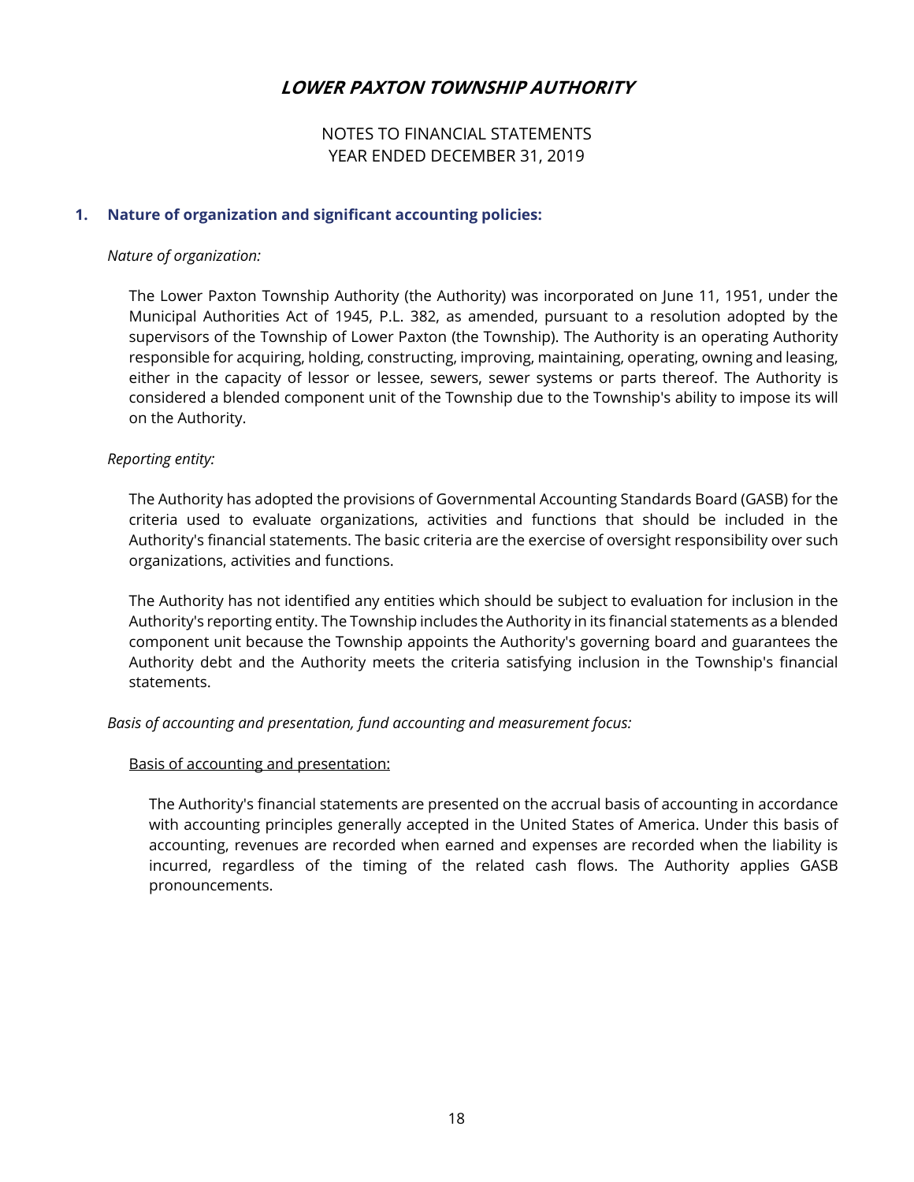# LOWER PAXTON TOWNSHIP AUTHORITY

NOTES TO FINANCIAL STATEMENTS
YEAR ENDED DECEMBER 31, 2019

## 1. Nature of organization and significant accounting policies:

*Nature of organization:*

The Lower Paxton Township Authority (the Authority) was incorporated on June 11, 1951, under the Municipal Authorities Act of 1945, P.L. 382, as amended, pursuant to a resolution adopted by the supervisors of the Township of Lower Paxton (the Township). The Authority is an operating Authority responsible for acquiring, holding, constructing, improving, maintaining, operating, owning and leasing, either in the capacity of lessor or lessee, sewers, sewer systems or parts thereof. The Authority is considered a blended component unit of the Township due to the Township's ability to impose its will on the Authority.

*Reporting entity:*

The Authority has adopted the provisions of Governmental Accounting Standards Board (GASB) for the criteria used to evaluate organizations, activities and functions that should be included in the Authority's financial statements. The basic criteria are the exercise of oversight responsibility over such organizations, activities and functions.

The Authority has not identified any entities which should be subject to evaluation for inclusion in the Authority's reporting entity. The Township includes the Authority in its financial statements as a blended component unit because the Township appoints the Authority's governing board and guarantees the Authority debt and the Authority meets the criteria satisfying inclusion in the Township's financial statements.

*Basis of accounting and presentation, fund accounting and measurement focus:*

Basis of accounting and presentation:

The Authority's financial statements are presented on the accrual basis of accounting in accordance with accounting principles generally accepted in the United States of America. Under this basis of accounting, revenues are recorded when earned and expenses are recorded when the liability is incurred, regardless of the timing of the related cash flows. The Authority applies GASB pronouncements.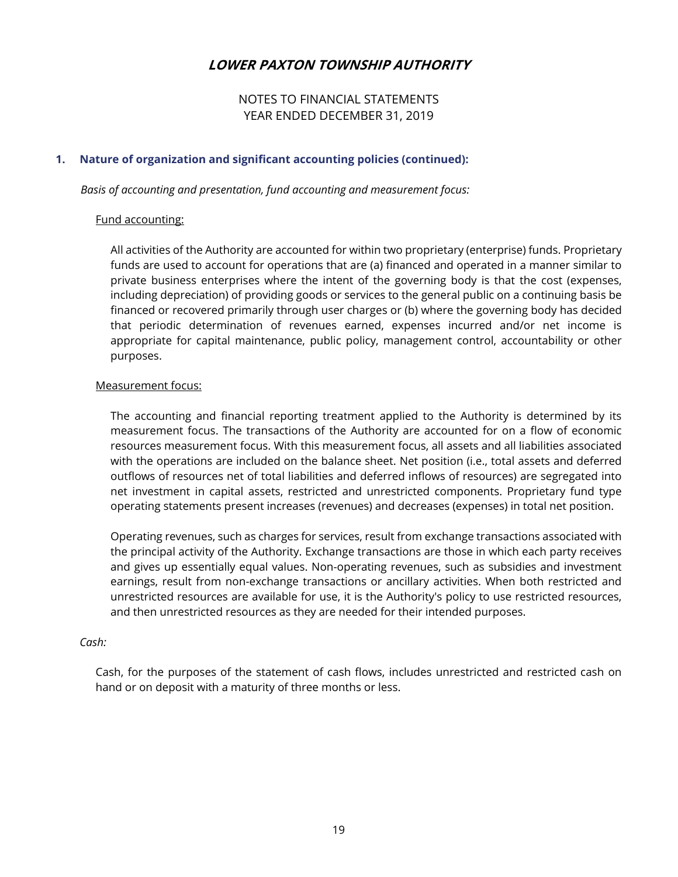## 1. Nature of organization and significant accounting policies (continued):

*Basis of accounting and presentation, fund accounting and measurement focus:*

Fund accounting:

All activities of the Authority are accounted for within two proprietary (enterprise) funds. Proprietary funds are used to account for operations that are (a) financed and operated in a manner similar to private business enterprises where the intent of the governing body is that the cost (expenses, including depreciation) of providing goods or services to the general public on a continuing basis be financed or recovered primarily through user charges or (b) where the governing body has decided that periodic determination of revenues earned, expenses incurred and/or net income is appropriate for capital maintenance, public policy, management control, accountability or other purposes.

Measurement focus:

The accounting and financial reporting treatment applied to the Authority is determined by its measurement focus. The transactions of the Authority are accounted for on a flow of economic resources measurement focus. With this measurement focus, all assets and all liabilities associated with the operations are included on the balance sheet. Net position (i.e., total assets and deferred outflows of resources net of total liabilities and deferred inflows of resources) are segregated into net investment in capital assets, restricted and unrestricted components. Proprietary fund type operating statements present increases (revenues) and decreases (expenses) in total net position.

Operating revenues, such as charges for services, result from exchange transactions associated with the principal activity of the Authority. Exchange transactions are those in which each party receives and gives up essentially equal values. Non-operating revenues, such as subsidies and investment earnings, result from non-exchange transactions or ancillary activities. When both restricted and unrestricted resources are available for use, it is the Authority's policy to use restricted resources, and then unrestricted resources as they are needed for their intended purposes.

*Cash:*

Cash, for the purposes of the statement of cash flows, includes unrestricted and restricted cash on hand or on deposit with a maturity of three months or less.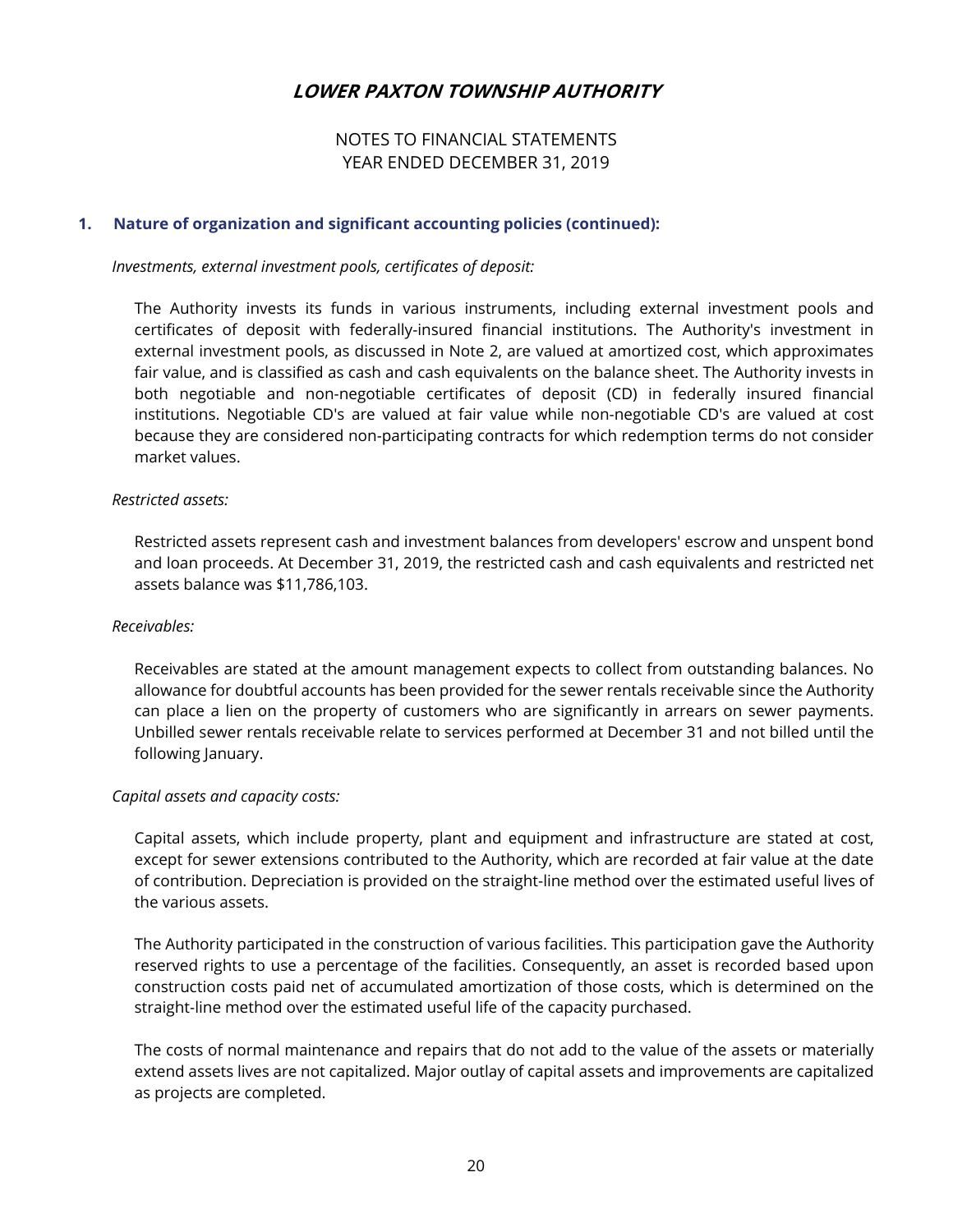# LOWER PAXTON TOWNSHIP AUTHORITY

NOTES TO FINANCIAL STATEMENTS
YEAR ENDED DECEMBER 31, 2019

## 1. Nature of organization and significant accounting policies (continued):

*Investments, external investment pools, certificates of deposit:*

The Authority invests its funds in various instruments, including external investment pools and certificates of deposit with federally-insured financial institutions. The Authority's investment in external investment pools, as discussed in Note 2, are valued at amortized cost, which approximates fair value, and is classified as cash and cash equivalents on the balance sheet. The Authority invests in both negotiable and non-negotiable certificates of deposit (CD) in federally insured financial institutions. Negotiable CD's are valued at fair value while non-negotiable CD's are valued at cost because they are considered non-participating contracts for which redemption terms do not consider market values.

*Restricted assets:*

Restricted assets represent cash and investment balances from developers' escrow and unspent bond and loan proceeds. At December 31, 2019, the restricted cash and cash equivalents and restricted net assets balance was $11,786,103.

*Receivables:*

Receivables are stated at the amount management expects to collect from outstanding balances. No allowance for doubtful accounts has been provided for the sewer rentals receivable since the Authority can place a lien on the property of customers who are significantly in arrears on sewer payments. Unbilled sewer rentals receivable relate to services performed at December 31 and not billed until the following January.

*Capital assets and capacity costs:*

Capital assets, which include property, plant and equipment and infrastructure are stated at cost, except for sewer extensions contributed to the Authority, which are recorded at fair value at the date of contribution. Depreciation is provided on the straight-line method over the estimated useful lives of the various assets.

The Authority participated in the construction of various facilities. This participation gave the Authority reserved rights to use a percentage of the facilities. Consequently, an asset is recorded based upon construction costs paid net of accumulated amortization of those costs, which is determined on the straight-line method over the estimated useful life of the capacity purchased.

The costs of normal maintenance and repairs that do not add to the value of the assets or materially extend assets lives are not capitalized. Major outlay of capital assets and improvements are capitalized as projects are completed.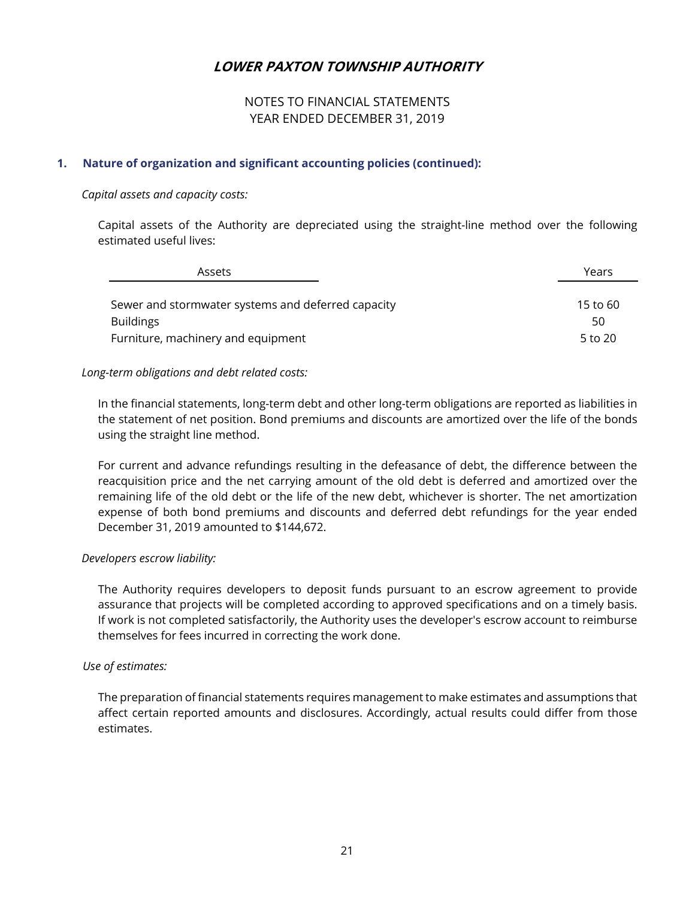# LOWER PAXTON TOWNSHIP AUTHORITY

NOTES TO FINANCIAL STATEMENTS
YEAR ENDED DECEMBER 31, 2019

## 1. Nature of organization and significant accounting policies (continued):

*Capital assets and capacity costs:*

Capital assets of the Authority are depreciated using the straight-line method over the following estimated useful lives:

| Assets | Years |
|---|---|
| Sewer and stormwater systems and deferred capacity | 15 to 60 |
| Buildings | 50 |
| Furniture, machinery and equipment | 5 to 20 |

*Long-term obligations and debt related costs:*

In the financial statements, long-term debt and other long-term obligations are reported as liabilities in the statement of net position. Bond premiums and discounts are amortized over the life of the bonds using the straight line method.

For current and advance refundings resulting in the defeasance of debt, the difference between the reacquisition price and the net carrying amount of the old debt is deferred and amortized over the remaining life of the old debt or the life of the new debt, whichever is shorter. The net amortization expense of both bond premiums and discounts and deferred debt refundings for the year ended December 31, 2019 amounted to $144,672.

*Developers escrow liability:*

The Authority requires developers to deposit funds pursuant to an escrow agreement to provide assurance that projects will be completed according to approved specifications and on a timely basis. If work is not completed satisfactorily, the Authority uses the developer's escrow account to reimburse themselves for fees incurred in correcting the work done.

*Use of estimates:*

The preparation of financial statements requires management to make estimates and assumptions that affect certain reported amounts and disclosures. Accordingly, actual results could differ from those estimates.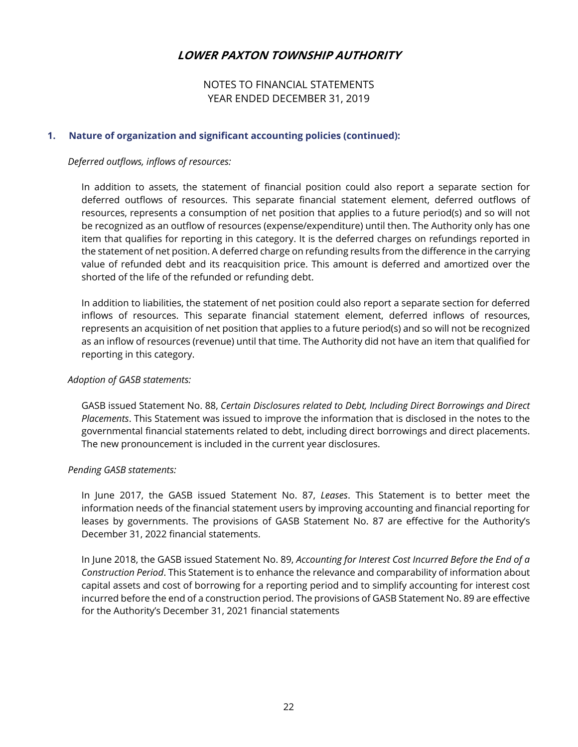# LOWER PAXTON TOWNSHIP AUTHORITY

NOTES TO FINANCIAL STATEMENTS
YEAR ENDED DECEMBER 31, 2019

## 1. Nature of organization and significant accounting policies (continued):

*Deferred outflows, inflows of resources:*

In addition to assets, the statement of financial position could also report a separate section for deferred outflows of resources. This separate financial statement element, deferred outflows of resources, represents a consumption of net position that applies to a future period(s) and so will not be recognized as an outflow of resources (expense/expenditure) until then. The Authority only has one item that qualifies for reporting in this category. It is the deferred charges on refundings reported in the statement of net position. A deferred charge on refunding results from the difference in the carrying value of refunded debt and its reacquisition price. This amount is deferred and amortized over the shorted of the life of the refunded or refunding debt.

In addition to liabilities, the statement of net position could also report a separate section for deferred inflows of resources. This separate financial statement element, deferred inflows of resources, represents an acquisition of net position that applies to a future period(s) and so will not be recognized as an inflow of resources (revenue) until that time. The Authority did not have an item that qualified for reporting in this category.

*Adoption of GASB statements:*

GASB issued Statement No. 88, *Certain Disclosures related to Debt, Including Direct Borrowings and Direct Placements*. This Statement was issued to improve the information that is disclosed in the notes to the governmental financial statements related to debt, including direct borrowings and direct placements. The new pronouncement is included in the current year disclosures.

*Pending GASB statements:*

In June 2017, the GASB issued Statement No. 87, *Leases*. This Statement is to better meet the information needs of the financial statement users by improving accounting and financial reporting for leases by governments. The provisions of GASB Statement No. 87 are effective for the Authority's December 31, 2022 financial statements.

In June 2018, the GASB issued Statement No. 89, *Accounting for Interest Cost Incurred Before the End of a Construction Period*. This Statement is to enhance the relevance and comparability of information about capital assets and cost of borrowing for a reporting period and to simplify accounting for interest cost incurred before the end of a construction period. The provisions of GASB Statement No. 89 are effective for the Authority's December 31, 2021 financial statements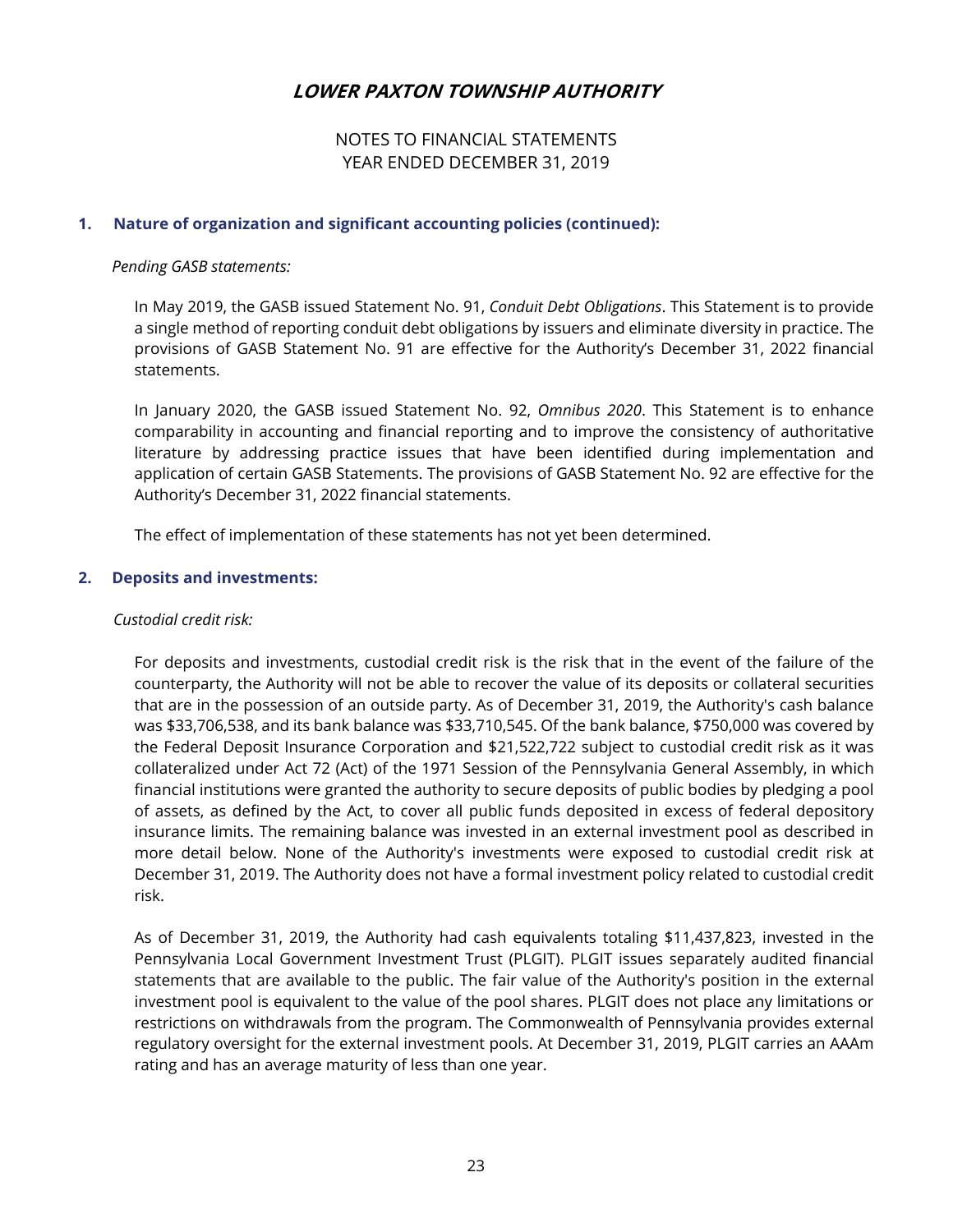## LOWER PAXTON TOWNSHIP AUTHORITY

NOTES TO FINANCIAL STATEMENTS
YEAR ENDED DECEMBER 31, 2019

### 1. Nature of organization and significant accounting policies (continued):

*Pending GASB statements:*

In May 2019, the GASB issued Statement No. 91, *Conduit Debt Obligations*. This Statement is to provide a single method of reporting conduit debt obligations by issuers and eliminate diversity in practice. The provisions of GASB Statement No. 91 are effective for the Authority's December 31, 2022 financial statements.

In January 2020, the GASB issued Statement No. 92, *Omnibus 2020*. This Statement is to enhance comparability in accounting and financial reporting and to improve the consistency of authoritative literature by addressing practice issues that have been identified during implementation and application of certain GASB Statements. The provisions of GASB Statement No. 92 are effective for the Authority's December 31, 2022 financial statements.

The effect of implementation of these statements has not yet been determined.

### 2. Deposits and investments:

*Custodial credit risk:*

For deposits and investments, custodial credit risk is the risk that in the event of the failure of the counterparty, the Authority will not be able to recover the value of its deposits or collateral securities that are in the possession of an outside party. As of December 31, 2019, the Authority's cash balance was $33,706,538, and its bank balance was $33,710,545. Of the bank balance, $750,000 was covered by the Federal Deposit Insurance Corporation and $21,522,722 subject to custodial credit risk as it was collateralized under Act 72 (Act) of the 1971 Session of the Pennsylvania General Assembly, in which financial institutions were granted the authority to secure deposits of public bodies by pledging a pool of assets, as defined by the Act, to cover all public funds deposited in excess of federal depository insurance limits. The remaining balance was invested in an external investment pool as described in more detail below. None of the Authority's investments were exposed to custodial credit risk at December 31, 2019. The Authority does not have a formal investment policy related to custodial credit risk.

As of December 31, 2019, the Authority had cash equivalents totaling $11,437,823, invested in the Pennsylvania Local Government Investment Trust (PLGIT). PLGIT issues separately audited financial statements that are available to the public. The fair value of the Authority's position in the external investment pool is equivalent to the value of the pool shares. PLGIT does not place any limitations or restrictions on withdrawals from the program. The Commonwealth of Pennsylvania provides external regulatory oversight for the external investment pools. At December 31, 2019, PLGIT carries an AAAm rating and has an average maturity of less than one year.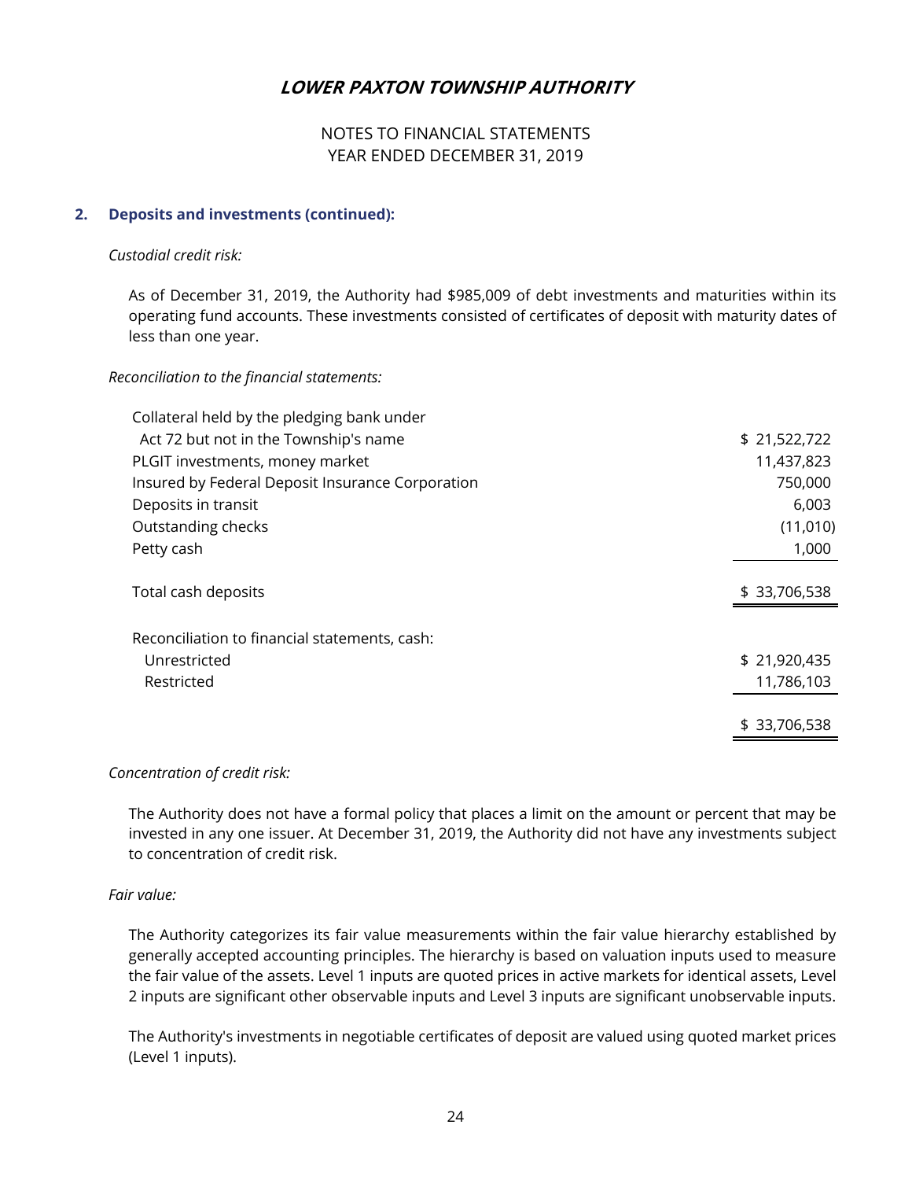# LOWER PAXTON TOWNSHIP AUTHORITY

NOTES TO FINANCIAL STATEMENTS
YEAR ENDED DECEMBER 31, 2019

## 2. Deposits and investments (continued):

*Custodial credit risk:*

As of December 31, 2019, the Authority had $985,009 of debt investments and maturities within its operating fund accounts. These investments consisted of certificates of deposit with maturity dates of less than one year.

*Reconciliation to the financial statements:*

| | |
|---|---|
| Collateral held by the pledging bank under Act 72 but not in the Township's name | $ 21,522,722 |
| PLGIT investments, money market | 11,437,823 |
| Insured by Federal Deposit Insurance Corporation | 750,000 |
| Deposits in transit | 6,003 |
| Outstanding checks | (11,010) |
| Petty cash | 1,000 |
| Total cash deposits | $ 33,706,538 |
| Reconciliation to financial statements, cash: | |
| Unrestricted | $ 21,920,435 |
| Restricted | 11,786,103 |
| | $ 33,706,538 |

*Concentration of credit risk:*

The Authority does not have a formal policy that places a limit on the amount or percent that may be invested in any one issuer. At December 31, 2019, the Authority did not have any investments subject to concentration of credit risk.

*Fair value:*

The Authority categorizes its fair value measurements within the fair value hierarchy established by generally accepted accounting principles. The hierarchy is based on valuation inputs used to measure the fair value of the assets. Level 1 inputs are quoted prices in active markets for identical assets, Level 2 inputs are significant other observable inputs and Level 3 inputs are significant unobservable inputs.

The Authority's investments in negotiable certificates of deposit are valued using quoted market prices (Level 1 inputs).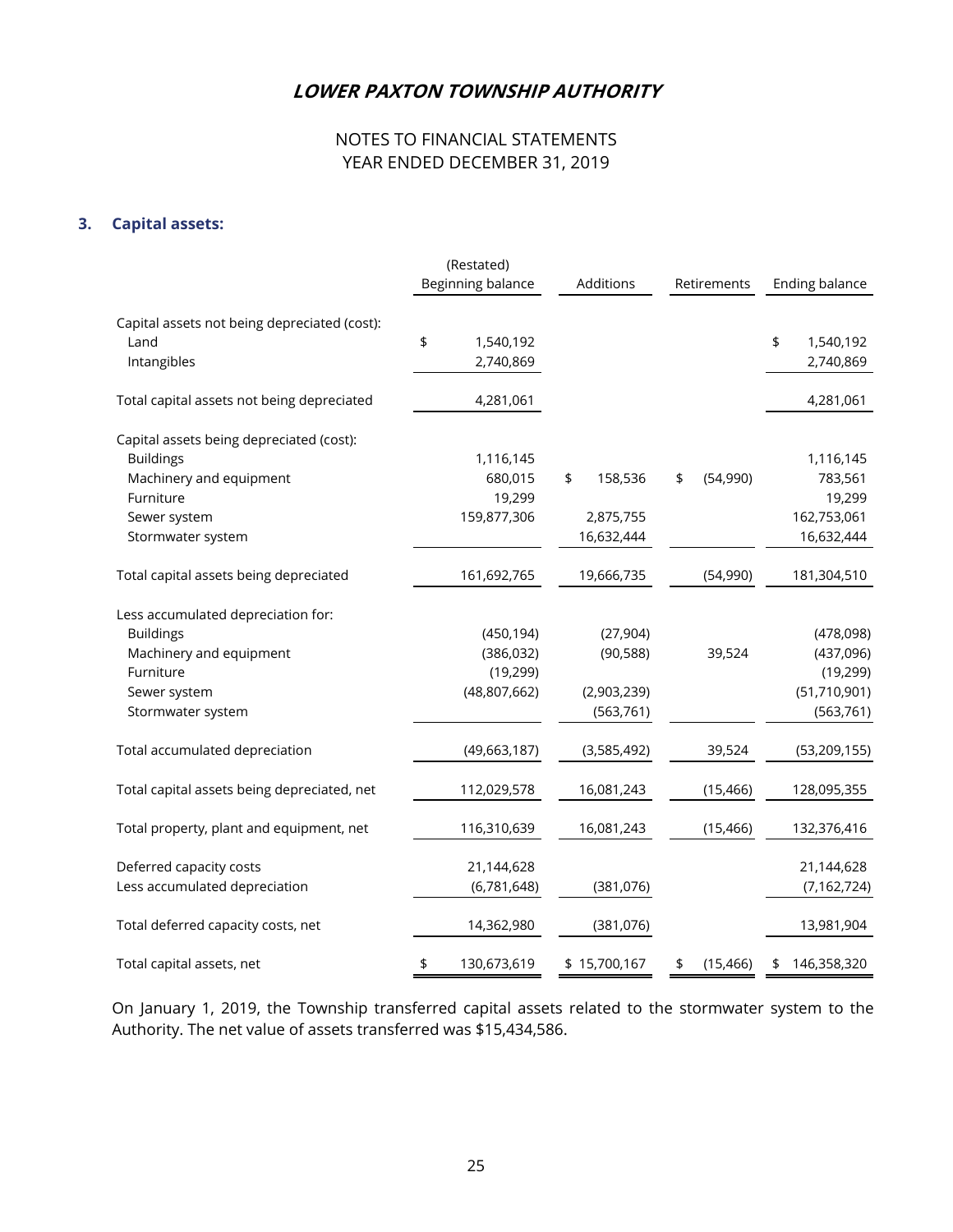# LOWER PAXTON TOWNSHIP AUTHORITY

NOTES TO FINANCIAL STATEMENTS
YEAR ENDED DECEMBER 31, 2019

### 3. Capital assets:

| | (Restated) Beginning balance | Additions | Retirements | Ending balance |
|---|---|---|---|---|
| Capital assets not being depreciated (cost): | | | | |
| Land | $ 1,540,192 | | | $ 1,540,192 |
| Intangibles | 2,740,869 | | | 2,740,869 |
| Total capital assets not being depreciated | 4,281,061 | | | 4,281,061 |
| Capital assets being depreciated (cost): | | | | |
| Buildings | 1,116,145 | | | 1,116,145 |
| Machinery and equipment | 680,015 | $ 158,536 | $ (54,990) | 783,561 |
| Furniture | 19,299 | | | 19,299 |
| Sewer system | 159,877,306 | 2,875,755 | | 162,753,061 |
| Stormwater system | | 16,632,444 | | 16,632,444 |
| Total capital assets being depreciated | 161,692,765 | 19,666,735 | (54,990) | 181,304,510 |
| Less accumulated depreciation for: | | | | |
| Buildings | (450,194) | (27,904) | | (478,098) |
| Machinery and equipment | (386,032) | (90,588) | 39,524 | (437,096) |
| Furniture | (19,299) | | | (19,299) |
| Sewer system | (48,807,662) | (2,903,239) | | (51,710,901) |
| Stormwater system | | (563,761) | | (563,761) |
| Total accumulated depreciation | (49,663,187) | (3,585,492) | 39,524 | (53,209,155) |
| Total capital assets being depreciated, net | 112,029,578 | 16,081,243 | (15,466) | 128,095,355 |
| Total property, plant and equipment, net | 116,310,639 | 16,081,243 | (15,466) | 132,376,416 |
| Deferred capacity costs | 21,144,628 | | | 21,144,628 |
| Less accumulated depreciation | (6,781,648) | (381,076) | | (7,162,724) |
| Total deferred capacity costs, net | 14,362,980 | (381,076) | | 13,981,904 |
| Total capital assets, net | $ 130,673,619 | $ 15,700,167 | $ (15,466) | $ 146,358,320 |

On January 1, 2019, the Township transferred capital assets related to the stormwater system to the Authority. The net value of assets transferred was $15,434,586.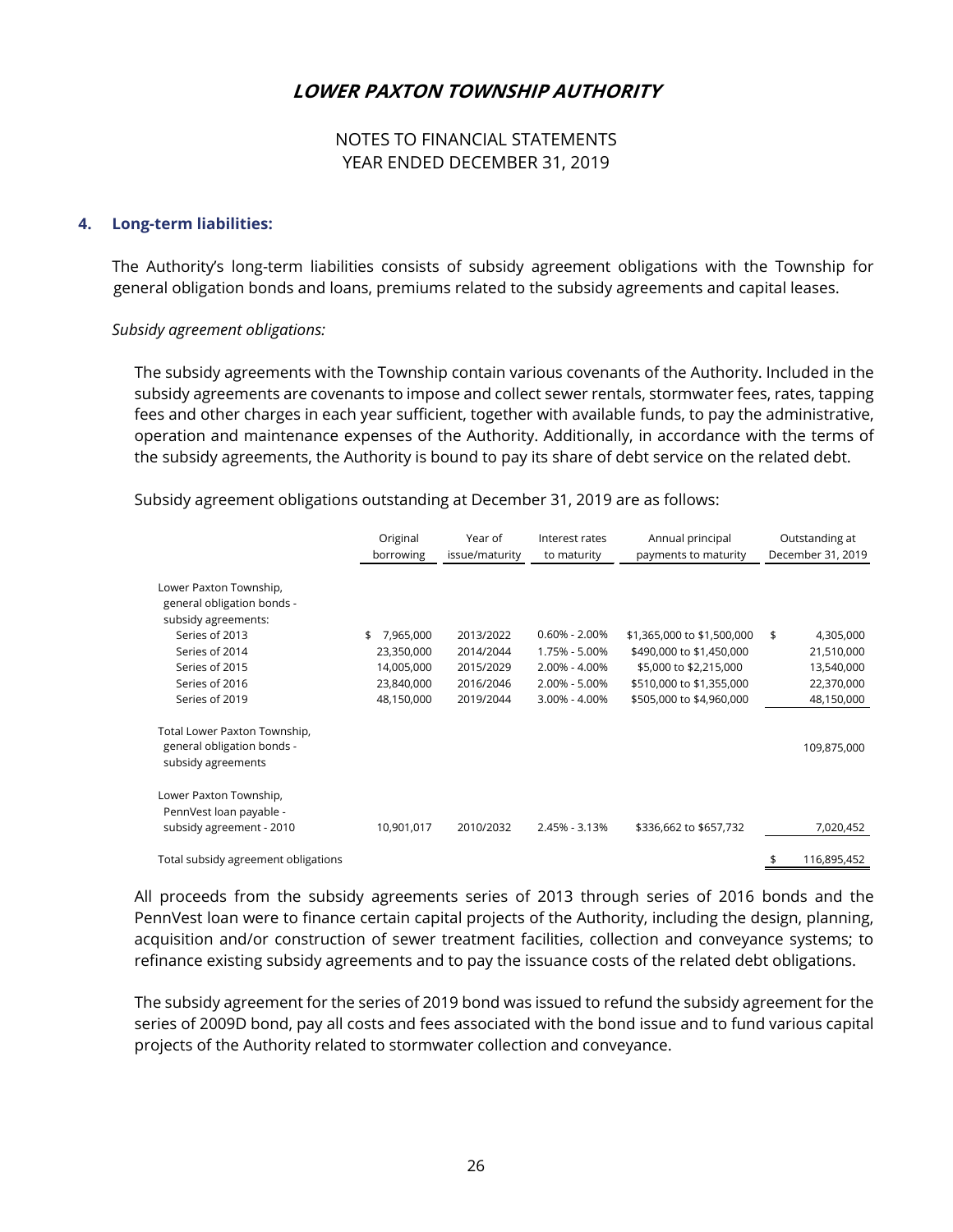## LOWER PAXTON TOWNSHIP AUTHORITY

NOTES TO FINANCIAL STATEMENTS
YEAR ENDED DECEMBER 31, 2019

### 4. Long-term liabilities:

The Authority's long-term liabilities consists of subsidy agreement obligations with the Township for general obligation bonds and loans, premiums related to the subsidy agreements and capital leases.

*Subsidy agreement obligations:*

The subsidy agreements with the Township contain various covenants of the Authority. Included in the subsidy agreements are covenants to impose and collect sewer rentals, stormwater fees, rates, tapping fees and other charges in each year sufficient, together with available funds, to pay the administrative, operation and maintenance expenses of the Authority. Additionally, in accordance with the terms of the subsidy agreements, the Authority is bound to pay its share of debt service on the related debt.

Subsidy agreement obligations outstanding at December 31, 2019 are as follows:

| | Original borrowing | Year of issue/maturity | Interest rates to maturity | Annual principal payments to maturity | Outstanding at December 31, 2019 |
|---|---|---|---|---|---|
| Lower Paxton Township, general obligation bonds - subsidy agreements: | | | | | |
| Series of 2013 | $ 7,965,000 | 2013/2022 | 0.60% - 2.00% | $1,365,000 to $1,500,000 | $ 4,305,000 |
| Series of 2014 | 23,350,000 | 2014/2044 | 1.75% - 5.00% | $490,000 to $1,450,000 | 21,510,000 |
| Series of 2015 | 14,005,000 | 2015/2029 | 2.00% - 4.00% | $5,000 to $2,215,000 | 13,540,000 |
| Series of 2016 | 23,840,000 | 2016/2046 | 2.00% - 5.00% | $510,000 to $1,355,000 | 22,370,000 |
| Series of 2019 | 48,150,000 | 2019/2044 | 3.00% - 4.00% | $505,000 to $4,960,000 | 48,150,000 |
| Total Lower Paxton Township, general obligation bonds - subsidy agreements | | | | | 109,875,000 |
| Lower Paxton Township, PennVest loan payable - subsidy agreement - 2010 | 10,901,017 | 2010/2032 | 2.45% - 3.13% | $336,662 to $657,732 | 7,020,452 |
| Total subsidy agreement obligations | | | | | $ 116,895,452 |

All proceeds from the subsidy agreements series of 2013 through series of 2016 bonds and the PennVest loan were to finance certain capital projects of the Authority, including the design, planning, acquisition and/or construction of sewer treatment facilities, collection and conveyance systems; to refinance existing subsidy agreements and to pay the issuance costs of the related debt obligations.

The subsidy agreement for the series of 2019 bond was issued to refund the subsidy agreement for the series of 2009D bond, pay all costs and fees associated with the bond issue and to fund various capital projects of the Authority related to stormwater collection and conveyance.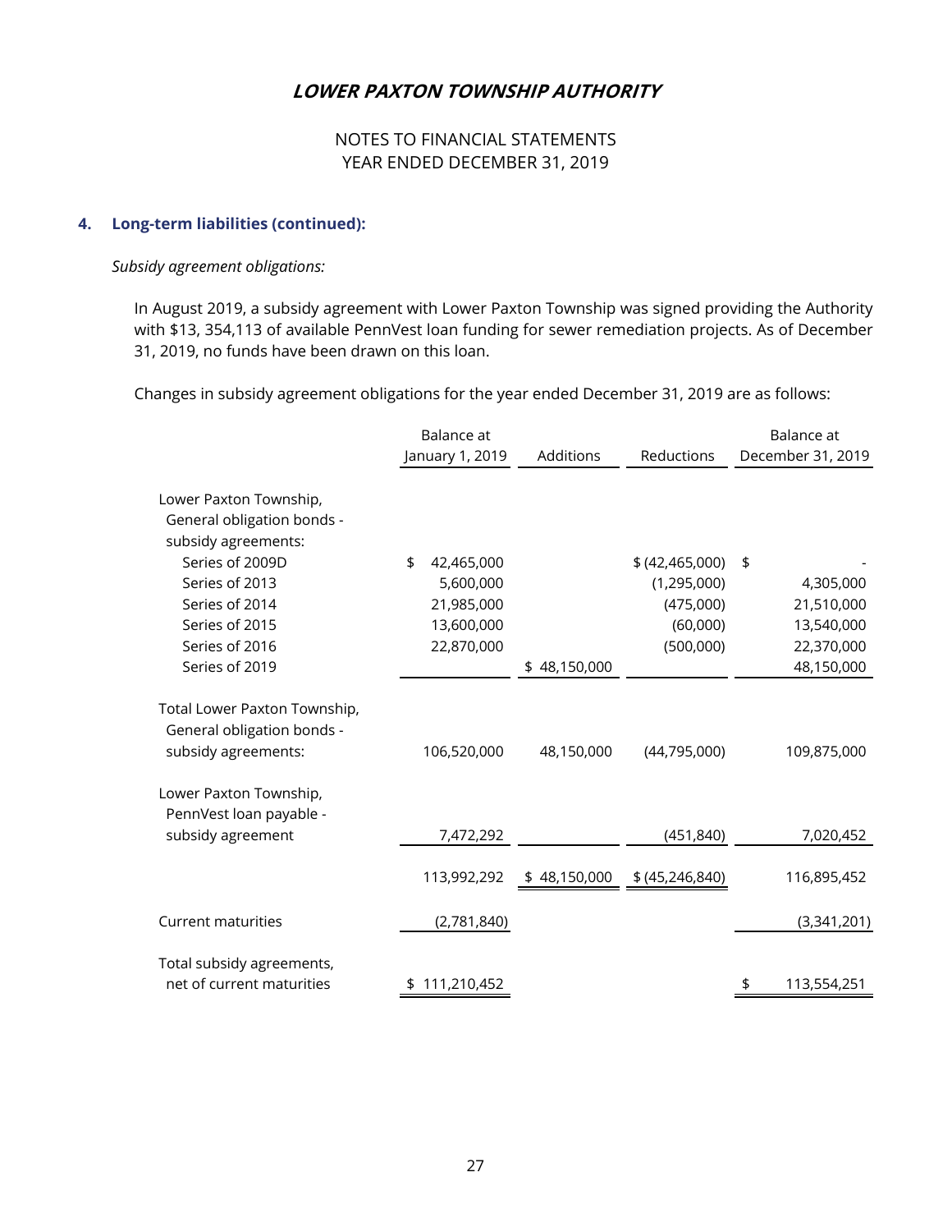# LOWER PAXTON TOWNSHIP AUTHORITY

NOTES TO FINANCIAL STATEMENTS
YEAR ENDED DECEMBER 31, 2019

## 4. Long-term liabilities (continued):

*Subsidy agreement obligations:*

In August 2019, a subsidy agreement with Lower Paxton Township was signed providing the Authority with $13, 354,113 of available PennVest loan funding for sewer remediation projects. As of December 31, 2019, no funds have been drawn on this loan.

Changes in subsidy agreement obligations for the year ended December 31, 2019 are as follows:

| | Balance at January 1, 2019 | Additions | Reductions | Balance at December 31, 2019 |
|---|---|---|---|---|
| Lower Paxton Township, General obligation bonds - subsidy agreements: | | | | |
| Series of 2009D | $ 42,465,000 | | $ (42,465,000) | $ - |
| Series of 2013 | 5,600,000 | | (1,295,000) | 4,305,000 |
| Series of 2014 | 21,985,000 | | (475,000) | 21,510,000 |
| Series of 2015 | 13,600,000 | | (60,000) | 13,540,000 |
| Series of 2016 | 22,870,000 | | (500,000) | 22,370,000 |
| Series of 2019 | | $ 48,150,000 | | 48,150,000 |
| Total Lower Paxton Township, General obligation bonds - subsidy agreements: | 106,520,000 | 48,150,000 | (44,795,000) | 109,875,000 |
| Lower Paxton Township, PennVest loan payable - subsidy agreement | 7,472,292 | | (451,840) | 7,020,452 |
| | 113,992,292 | $ 48,150,000 | $ (45,246,840) | 116,895,452 |
| Current maturities | (2,781,840) | | | (3,341,201) |
| Total subsidy agreements, net of current maturities | $ 111,210,452 | | | $ 113,554,251 |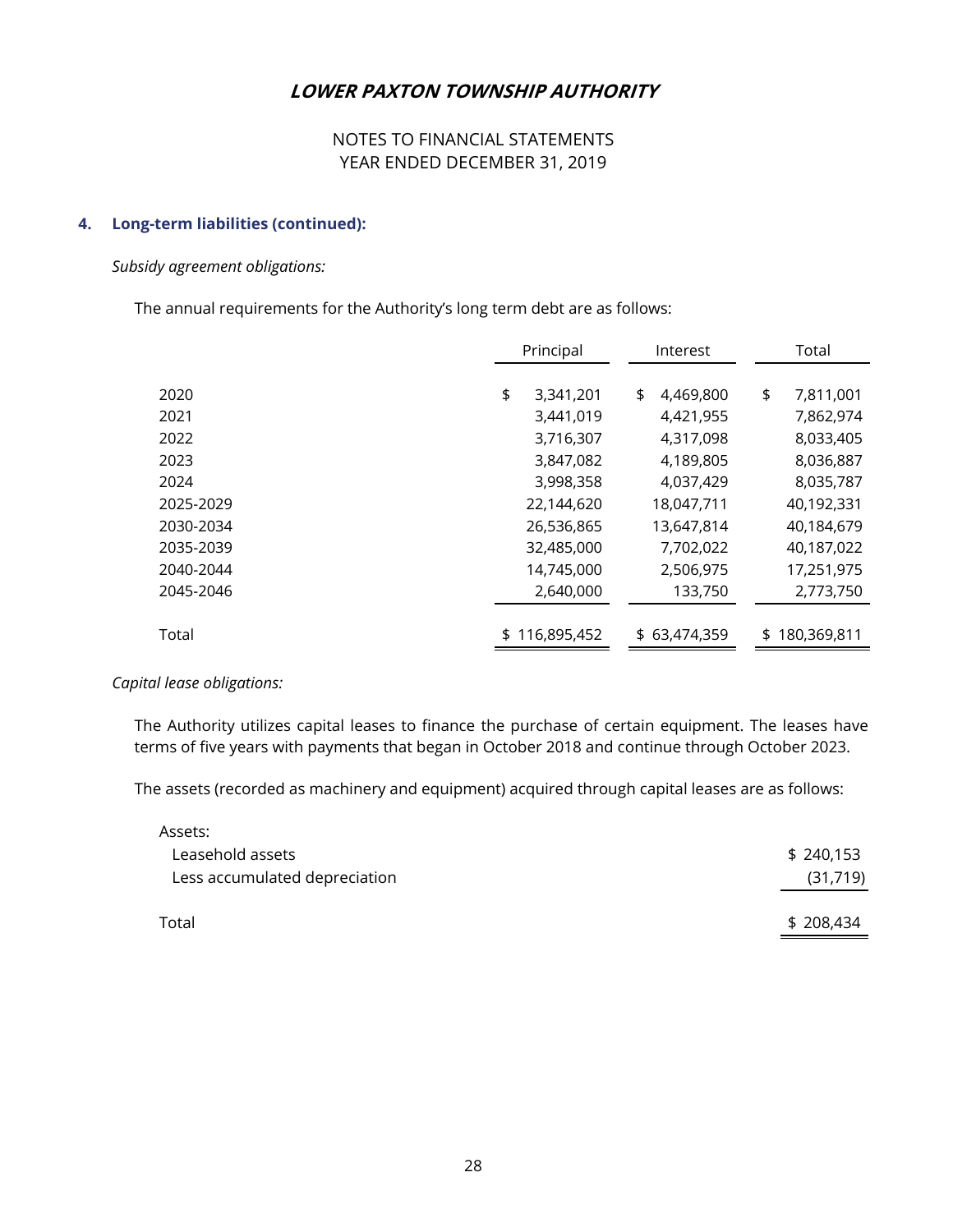# LOWER PAXTON TOWNSHIP AUTHORITY

NOTES TO FINANCIAL STATEMENTS
YEAR ENDED DECEMBER 31, 2019

## 4. Long-term liabilities (continued):

*Subsidy agreement obligations:*

The annual requirements for the Authority's long term debt are as follows:

| | Principal | Interest | Total |
|---|---|---|---|
| 2020 | $ 3,341,201 | $ 4,469,800 | $ 7,811,001 |
| 2021 | 3,441,019 | 4,421,955 | 7,862,974 |
| 2022 | 3,716,307 | 4,317,098 | 8,033,405 |
| 2023 | 3,847,082 | 4,189,805 | 8,036,887 |
| 2024 | 3,998,358 | 4,037,429 | 8,035,787 |
| 2025-2029 | 22,144,620 | 18,047,711 | 40,192,331 |
| 2030-2034 | 26,536,865 | 13,647,814 | 40,184,679 |
| 2035-2039 | 32,485,000 | 7,702,022 | 40,187,022 |
| 2040-2044 | 14,745,000 | 2,506,975 | 17,251,975 |
| 2045-2046 | 2,640,000 | 133,750 | 2,773,750 |
| Total | $ 116,895,452 | $ 63,474,359 | $ 180,369,811 |

*Capital lease obligations:*

The Authority utilizes capital leases to finance the purchase of certain equipment. The leases have terms of five years with payments that began in October 2018 and continue through October 2023.

The assets (recorded as machinery and equipment) acquired through capital leases are as follows:

| | |
|---|---|
| Assets: | |
| Leasehold assets | $ 240,153 |
| Less accumulated depreciation | (31,719) |
| Total | $ 208,434 |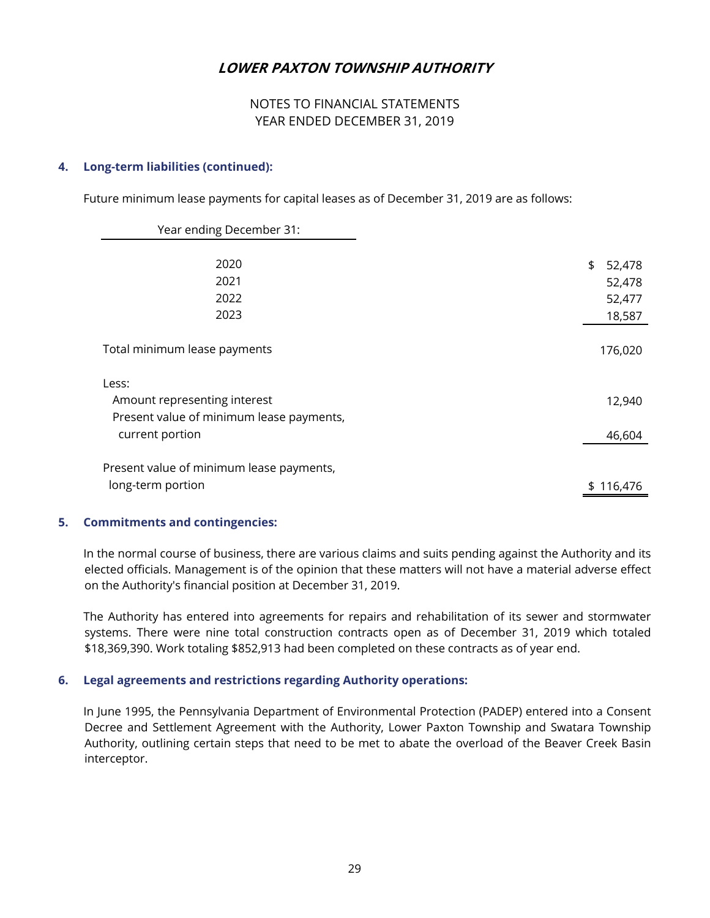# LOWER PAXTON TOWNSHIP AUTHORITY

NOTES TO FINANCIAL STATEMENTS
YEAR ENDED DECEMBER 31, 2019

## 4. Long-term liabilities (continued):

Future minimum lease payments for capital leases as of December 31, 2019 are as follows:

| Year ending December 31: | |
|---|---|
| 2020 | $ 52,478 |
| 2021 | 52,478 |
| 2022 | 52,477 |
| 2023 | 18,587 |
| Total minimum lease payments | 176,020 |
| Less: | |
| Amount representing interest | 12,940 |
| Present value of minimum lease payments, current portion | 46,604 |
| Present value of minimum lease payments, long-term portion | $ 116,476 |

## 5. Commitments and contingencies:

In the normal course of business, there are various claims and suits pending against the Authority and its elected officials. Management is of the opinion that these matters will not have a material adverse effect on the Authority's financial position at December 31, 2019.

The Authority has entered into agreements for repairs and rehabilitation of its sewer and stormwater systems. There were nine total construction contracts open as of December 31, 2019 which totaled $18,369,390. Work totaling $852,913 had been completed on these contracts as of year end.

## 6. Legal agreements and restrictions regarding Authority operations:

In June 1995, the Pennsylvania Department of Environmental Protection (PADEP) entered into a Consent Decree and Settlement Agreement with the Authority, Lower Paxton Township and Swatara Township Authority, outlining certain steps that need to be met to abate the overload of the Beaver Creek Basin interceptor.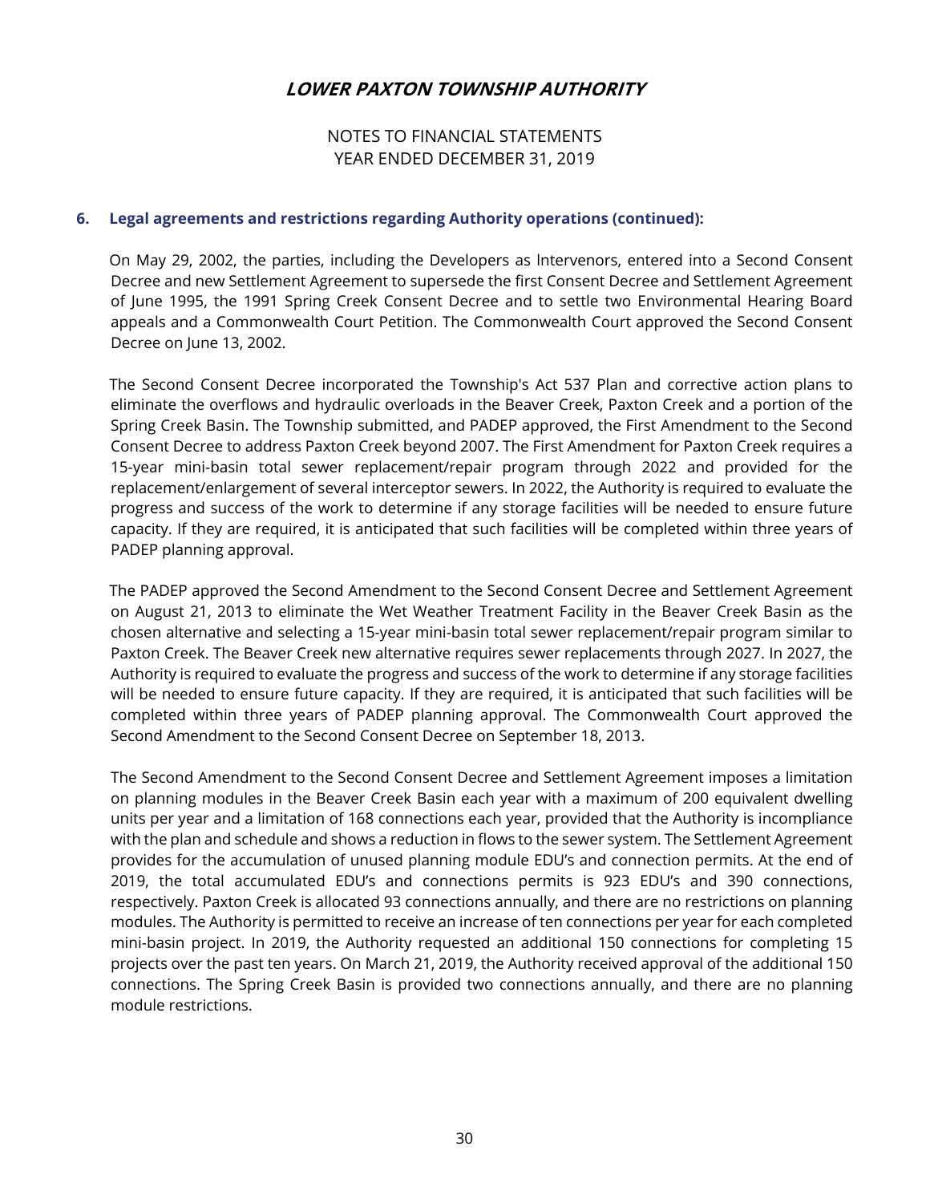# LOWER PAXTON TOWNSHIP AUTHORITY

NOTES TO FINANCIAL STATEMENTS
YEAR ENDED DECEMBER 31, 2019

## 6. Legal agreements and restrictions regarding Authority operations (continued):

On May 29, 2002, the parties, including the Developers as lntervenors, entered into a Second Consent Decree and new Settlement Agreement to supersede the first Consent Decree and Settlement Agreement of June 1995, the 1991 Spring Creek Consent Decree and to settle two Environmental Hearing Board appeals and a Commonwealth Court Petition. The Commonwealth Court approved the Second Consent Decree on June 13, 2002.

The Second Consent Decree incorporated the Township's Act 537 Plan and corrective action plans to eliminate the overflows and hydraulic overloads in the Beaver Creek, Paxton Creek and a portion of the Spring Creek Basin. The Township submitted, and PADEP approved, the First Amendment to the Second Consent Decree to address Paxton Creek beyond 2007. The First Amendment for Paxton Creek requires a 15-year mini-basin total sewer replacement/repair program through 2022 and provided for the replacement/enlargement of several interceptor sewers. In 2022, the Authority is required to evaluate the progress and success of the work to determine if any storage facilities will be needed to ensure future capacity. If they are required, it is anticipated that such facilities will be completed within three years of PADEP planning approval.

The PADEP approved the Second Amendment to the Second Consent Decree and Settlement Agreement on August 21, 2013 to eliminate the Wet Weather Treatment Facility in the Beaver Creek Basin as the chosen alternative and selecting a 15-year mini-basin total sewer replacement/repair program similar to Paxton Creek. The Beaver Creek new alternative requires sewer replacements through 2027. In 2027, the Authority is required to evaluate the progress and success of the work to determine if any storage facilities will be needed to ensure future capacity. If they are required, it is anticipated that such facilities will be completed within three years of PADEP planning approval. The Commonwealth Court approved the Second Amendment to the Second Consent Decree on September 18, 2013.

The Second Amendment to the Second Consent Decree and Settlement Agreement imposes a limitation on planning modules in the Beaver Creek Basin each year with a maximum of 200 equivalent dwelling units per year and a limitation of 168 connections each year, provided that the Authority is incompliance with the plan and schedule and shows a reduction in flows to the sewer system. The Settlement Agreement provides for the accumulation of unused planning module EDU's and connection permits. At the end of 2019, the total accumulated EDU's and connections permits is 923 EDU's and 390 connections, respectively. Paxton Creek is allocated 93 connections annually, and there are no restrictions on planning modules. The Authority is permitted to receive an increase of ten connections per year for each completed mini-basin project. In 2019, the Authority requested an additional 150 connections for completing 15 projects over the past ten years. On March 21, 2019, the Authority received approval of the additional 150 connections. The Spring Creek Basin is provided two connections annually, and there are no planning module restrictions.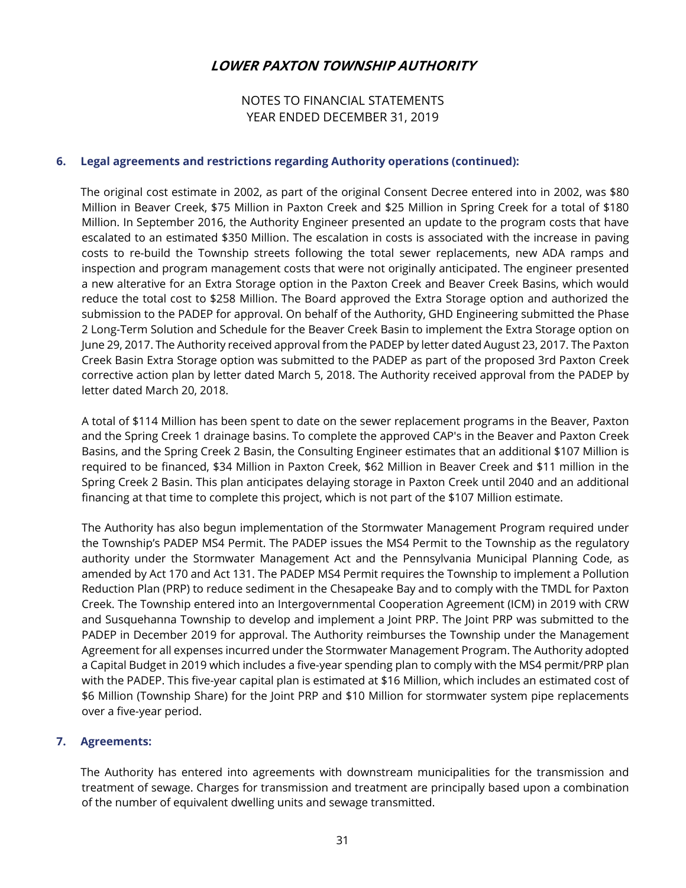# LOWER PAXTON TOWNSHIP AUTHORITY

NOTES TO FINANCIAL STATEMENTS
YEAR ENDED DECEMBER 31, 2019

## 6. Legal agreements and restrictions regarding Authority operations (continued):

The original cost estimate in 2002, as part of the original Consent Decree entered into in 2002, was $80 Million in Beaver Creek, $75 Million in Paxton Creek and $25 Million in Spring Creek for a total of $180 Million. In September 2016, the Authority Engineer presented an update to the program costs that have escalated to an estimated $350 Million. The escalation in costs is associated with the increase in paving costs to re-build the Township streets following the total sewer replacements, new ADA ramps and inspection and program management costs that were not originally anticipated. The engineer presented a new alterative for an Extra Storage option in the Paxton Creek and Beaver Creek Basins, which would reduce the total cost to $258 Million. The Board approved the Extra Storage option and authorized the submission to the PADEP for approval. On behalf of the Authority, GHD Engineering submitted the Phase 2 Long-Term Solution and Schedule for the Beaver Creek Basin to implement the Extra Storage option on June 29, 2017. The Authority received approval from the PADEP by letter dated August 23, 2017. The Paxton Creek Basin Extra Storage option was submitted to the PADEP as part of the proposed 3rd Paxton Creek corrective action plan by letter dated March 5, 2018. The Authority received approval from the PADEP by letter dated March 20, 2018.

A total of $114 Million has been spent to date on the sewer replacement programs in the Beaver, Paxton and the Spring Creek 1 drainage basins. To complete the approved CAP's in the Beaver and Paxton Creek Basins, and the Spring Creek 2 Basin, the Consulting Engineer estimates that an additional $107 Million is required to be financed, $34 Million in Paxton Creek, $62 Million in Beaver Creek and $11 million in the Spring Creek 2 Basin. This plan anticipates delaying storage in Paxton Creek until 2040 and an additional financing at that time to complete this project, which is not part of the $107 Million estimate.

The Authority has also begun implementation of the Stormwater Management Program required under the Township's PADEP MS4 Permit. The PADEP issues the MS4 Permit to the Township as the regulatory authority under the Stormwater Management Act and the Pennsylvania Municipal Planning Code, as amended by Act 170 and Act 131. The PADEP MS4 Permit requires the Township to implement a Pollution Reduction Plan (PRP) to reduce sediment in the Chesapeake Bay and to comply with the TMDL for Paxton Creek. The Township entered into an Intergovernmental Cooperation Agreement (ICM) in 2019 with CRW and Susquehanna Township to develop and implement a Joint PRP. The Joint PRP was submitted to the PADEP in December 2019 for approval. The Authority reimburses the Township under the Management Agreement for all expenses incurred under the Stormwater Management Program. The Authority adopted a Capital Budget in 2019 which includes a five-year spending plan to comply with the MS4 permit/PRP plan with the PADEP. This five-year capital plan is estimated at $16 Million, which includes an estimated cost of $6 Million (Township Share) for the Joint PRP and $10 Million for stormwater system pipe replacements over a five-year period.

## 7. Agreements:

The Authority has entered into agreements with downstream municipalities for the transmission and treatment of sewage. Charges for transmission and treatment are principally based upon a combination of the number of equivalent dwelling units and sewage transmitted.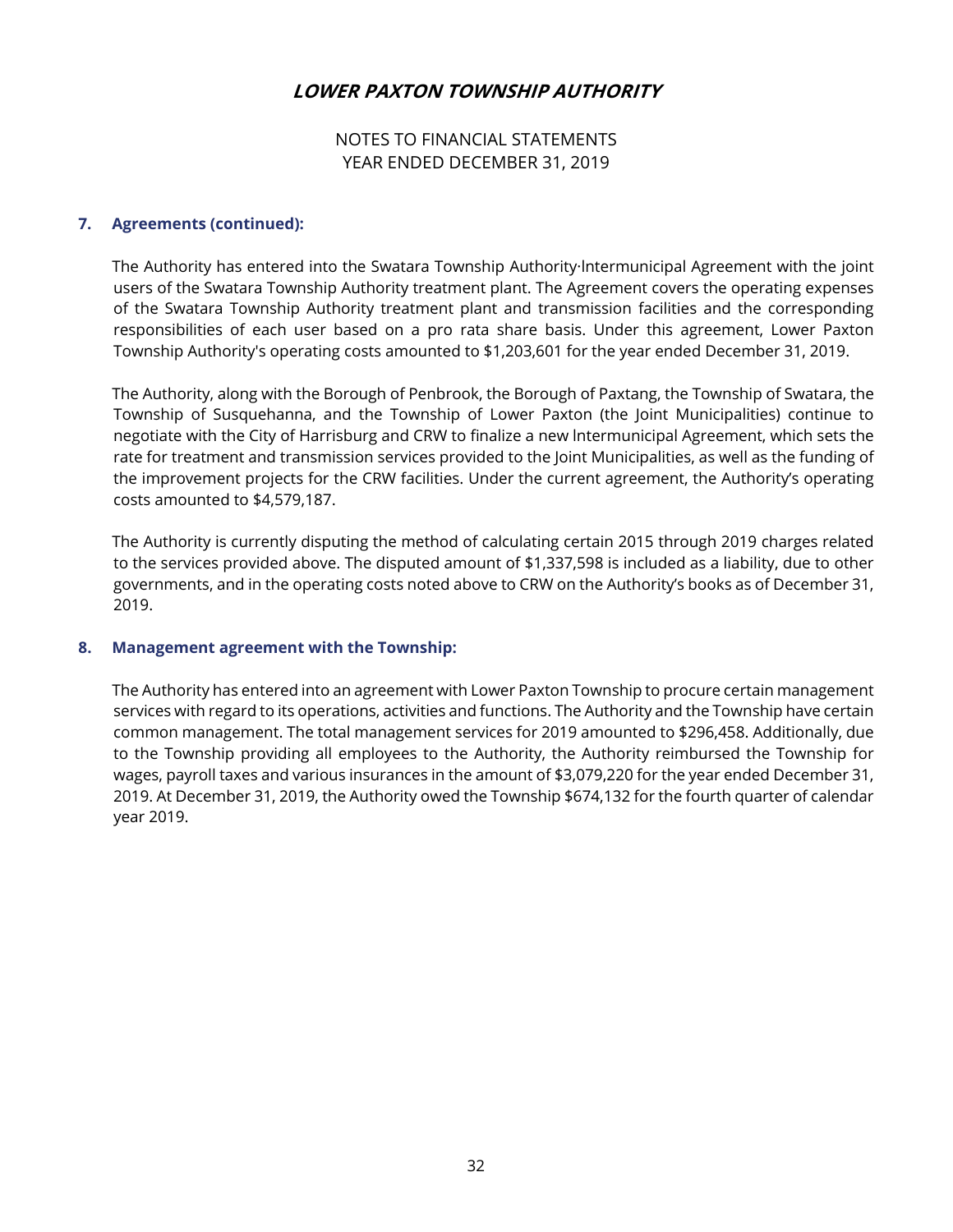# LOWER PAXTON TOWNSHIP AUTHORITY

NOTES TO FINANCIAL STATEMENTS
YEAR ENDED DECEMBER 31, 2019

## 7. Agreements (continued):

The Authority has entered into the Swatara Township Authority·Intermunicipal Agreement with the joint users of the Swatara Township Authority treatment plant. The Agreement covers the operating expenses of the Swatara Township Authority treatment plant and transmission facilities and the corresponding responsibilities of each user based on a pro rata share basis. Under this agreement, Lower Paxton Township Authority's operating costs amounted to $1,203,601 for the year ended December 31, 2019.

The Authority, along with the Borough of Penbrook, the Borough of Paxtang, the Township of Swatara, the Township of Susquehanna, and the Township of Lower Paxton (the Joint Municipalities) continue to negotiate with the City of Harrisburg and CRW to finalize a new lntermunicipal Agreement, which sets the rate for treatment and transmission services provided to the Joint Municipalities, as well as the funding of the improvement projects for the CRW facilities. Under the current agreement, the Authority's operating costs amounted to $4,579,187.

The Authority is currently disputing the method of calculating certain 2015 through 2019 charges related to the services provided above. The disputed amount of $1,337,598 is included as a liability, due to other governments, and in the operating costs noted above to CRW on the Authority's books as of December 31, 2019.

## 8. Management agreement with the Township:

The Authority has entered into an agreement with Lower Paxton Township to procure certain management services with regard to its operations, activities and functions. The Authority and the Township have certain common management. The total management services for 2019 amounted to $296,458. Additionally, due to the Township providing all employees to the Authority, the Authority reimbursed the Township for wages, payroll taxes and various insurances in the amount of $3,079,220 for the year ended December 31, 2019. At December 31, 2019, the Authority owed the Township $674,132 for the fourth quarter of calendar year 2019.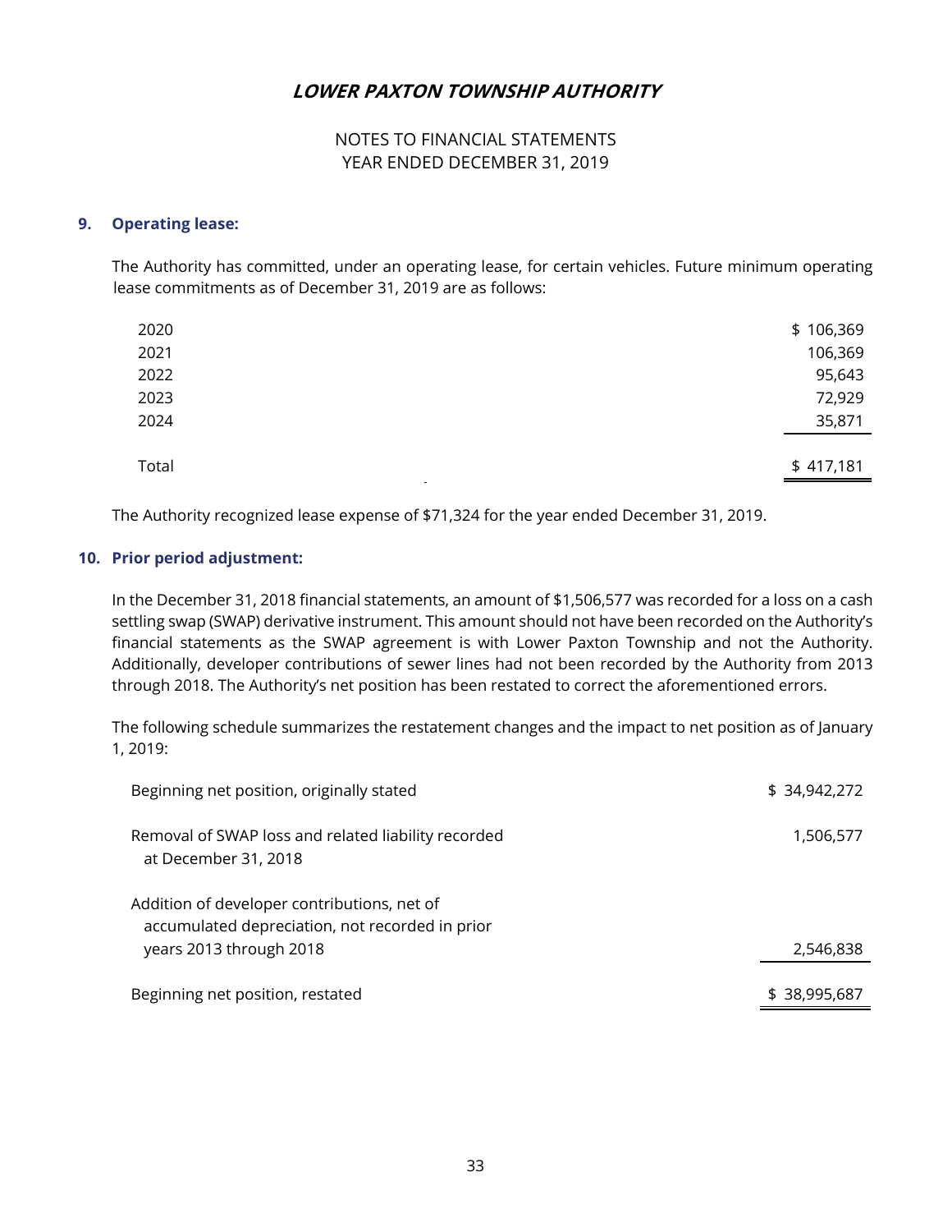# LOWER PAXTON TOWNSHIP AUTHORITY

NOTES TO FINANCIAL STATEMENTS
YEAR ENDED DECEMBER 31, 2019

## 9. Operating lease:

The Authority has committed, under an operating lease, for certain vehicles. Future minimum operating lease commitments as of December 31, 2019 are as follows:

| | |
|---|---|
| 2020 | $ 106,369 |
| 2021 | 106,369 |
| 2022 | 95,643 |
| 2023 | 72,929 |
| 2024 | 35,871 |
| Total | $ 417,181 |

The Authority recognized lease expense of $71,324 for the year ended December 31, 2019.

## 10. Prior period adjustment:

In the December 31, 2018 financial statements, an amount of $1,506,577 was recorded for a loss on a cash settling swap (SWAP) derivative instrument. This amount should not have been recorded on the Authority's financial statements as the SWAP agreement is with Lower Paxton Township and not the Authority. Additionally, developer contributions of sewer lines had not been recorded by the Authority from 2013 through 2018. The Authority's net position has been restated to correct the aforementioned errors.

The following schedule summarizes the restatement changes and the impact to net position as of January 1, 2019:

| | |
|---|---|
| Beginning net position, originally stated | $ 34,942,272 |
| Removal of SWAP loss and related liability recorded at December 31, 2018 | 1,506,577 |
| Addition of developer contributions, net of accumulated depreciation, not recorded in prior years 2013 through 2018 | 2,546,838 |
| Beginning net position, restated | $ 38,995,687 |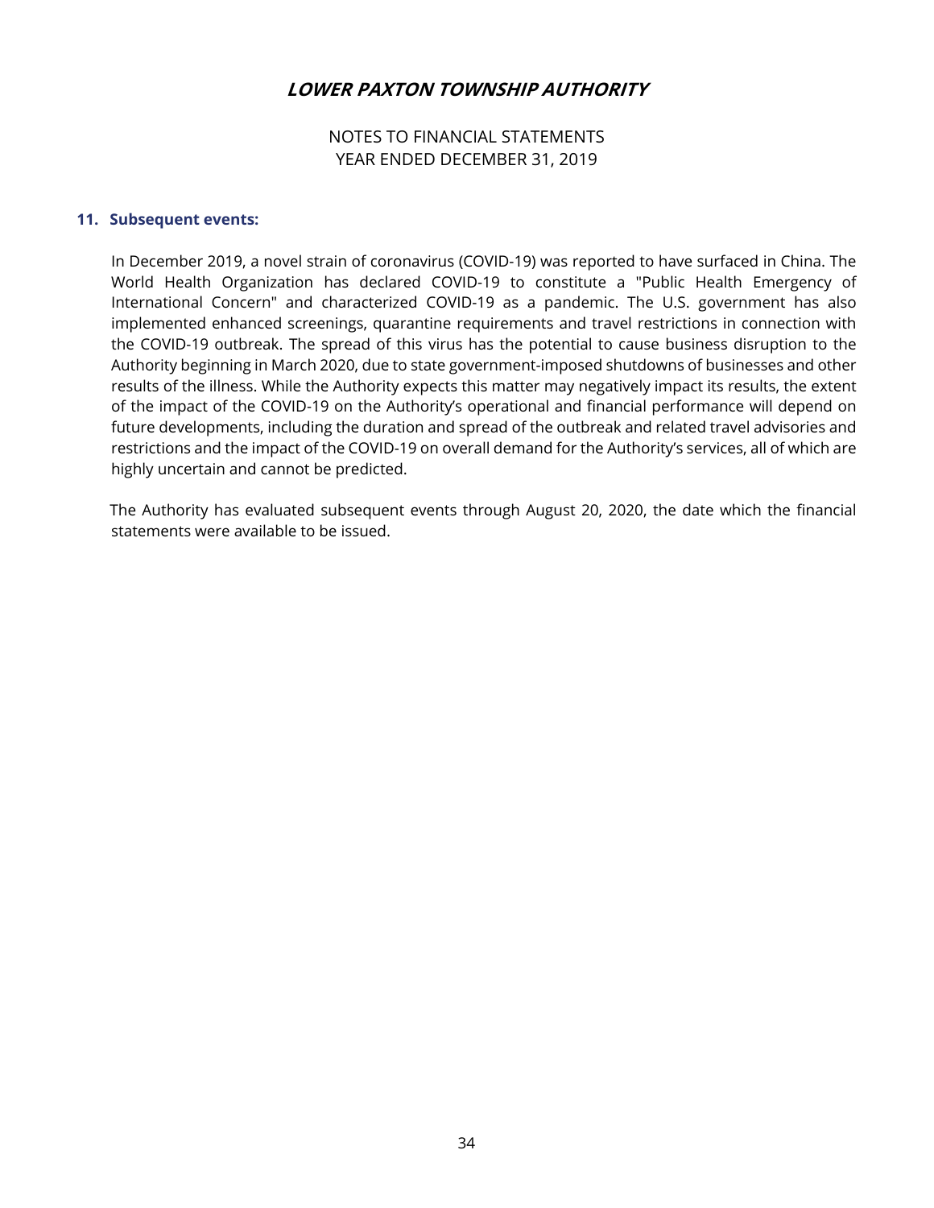## 11. Subsequent events:

In December 2019, a novel strain of coronavirus (COVID-19) was reported to have surfaced in China. The World Health Organization has declared COVID-19 to constitute a "Public Health Emergency of International Concern" and characterized COVID-19 as a pandemic. The U.S. government has also implemented enhanced screenings, quarantine requirements and travel restrictions in connection with the COVID-19 outbreak. The spread of this virus has the potential to cause business disruption to the Authority beginning in March 2020, due to state government-imposed shutdowns of businesses and other results of the illness. While the Authority expects this matter may negatively impact its results, the extent of the impact of the COVID-19 on the Authority's operational and financial performance will depend on future developments, including the duration and spread of the outbreak and related travel advisories and restrictions and the impact of the COVID-19 on overall demand for the Authority's services, all of which are highly uncertain and cannot be predicted.

The Authority has evaluated subsequent events through August 20, 2020, the date which the financial statements were available to be issued.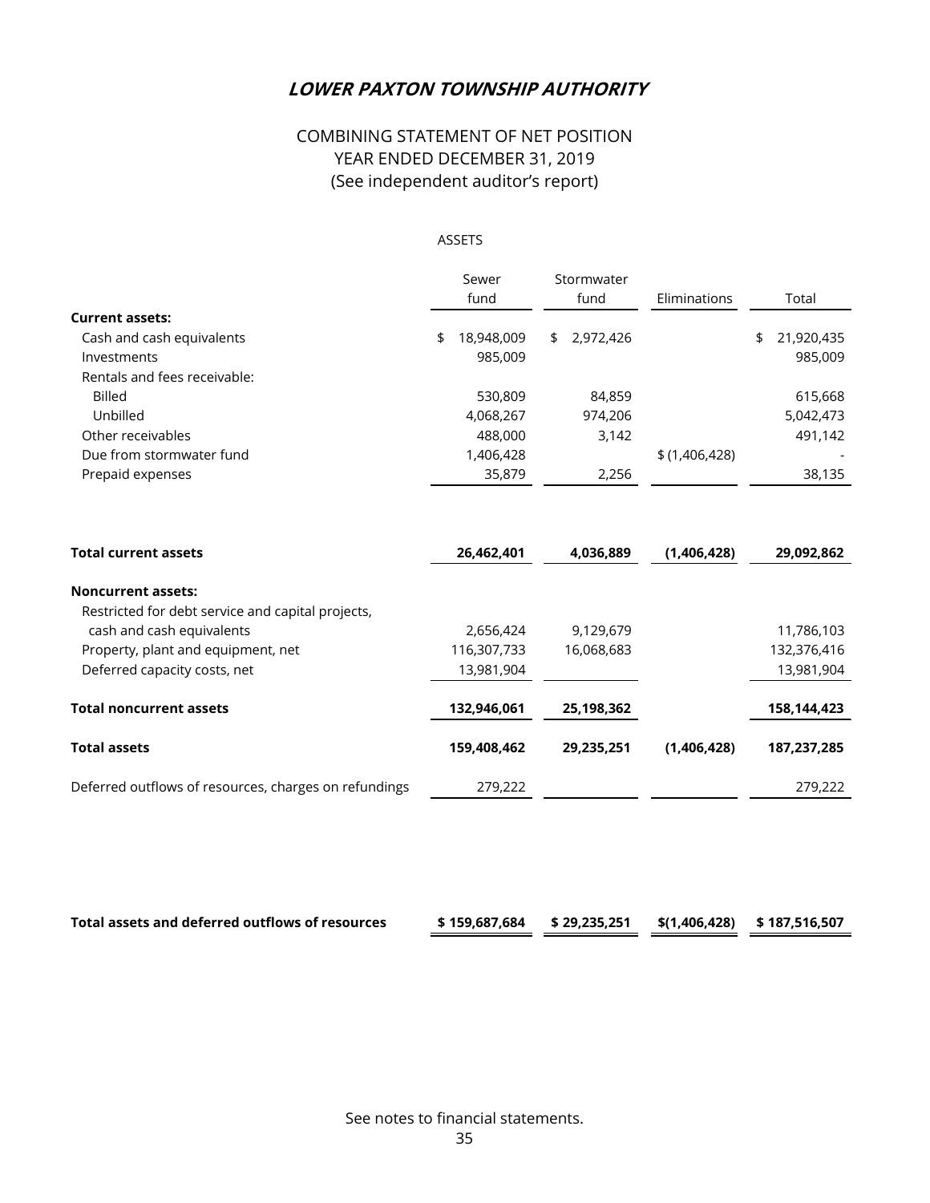# *LOWER PAXTON TOWNSHIP AUTHORITY*

## COMBINING STATEMENT OF NET POSITION
## YEAR ENDED DECEMBER 31, 2019
## (See independent auditor's report)

ASSETS

| | Sewer fund | Stormwater fund | Eliminations | Total |
|---|---|---|---|---|
| **Current assets:** | | | | |
| Cash and cash equivalents | $ 18,948,009 | $ 2,972,426 | | $ 21,920,435 |
| Investments | 985,009 | | | 985,009 |
| Rentals and fees receivable: | | | | |
| Billed | 530,809 | 84,859 | | 615,668 |
| Unbilled | 4,068,267 | 974,206 | | 5,042,473 |
| Other receivables | 488,000 | 3,142 | | 491,142 |
| Due from stormwater fund | 1,406,428 | | $ (1,406,428) | - |
| Prepaid expenses | 35,879 | 2,256 | | 38,135 |
| **Total current assets** | **26,462,401** | **4,036,889** | **(1,406,428)** | **29,092,862** |
| **Noncurrent assets:** | | | | |
| Restricted for debt service and capital projects, cash and cash equivalents | 2,656,424 | 9,129,679 | | 11,786,103 |
| Property, plant and equipment, net | 116,307,733 | 16,068,683 | | 132,376,416 |
| Deferred capacity costs, net | 13,981,904 | | | 13,981,904 |
| **Total noncurrent assets** | **132,946,061** | **25,198,362** | | **158,144,423** |
| **Total assets** | **159,408,462** | **29,235,251** | **(1,406,428)** | **187,237,285** |
| Deferred outflows of resources, charges on refundings | 279,222 | | | 279,222 |
| **Total assets and deferred outflows of resources** | **$ 159,687,684** | **$ 29,235,251** | **$(1,406,428)** | **$ 187,516,507** |

See notes to financial statements.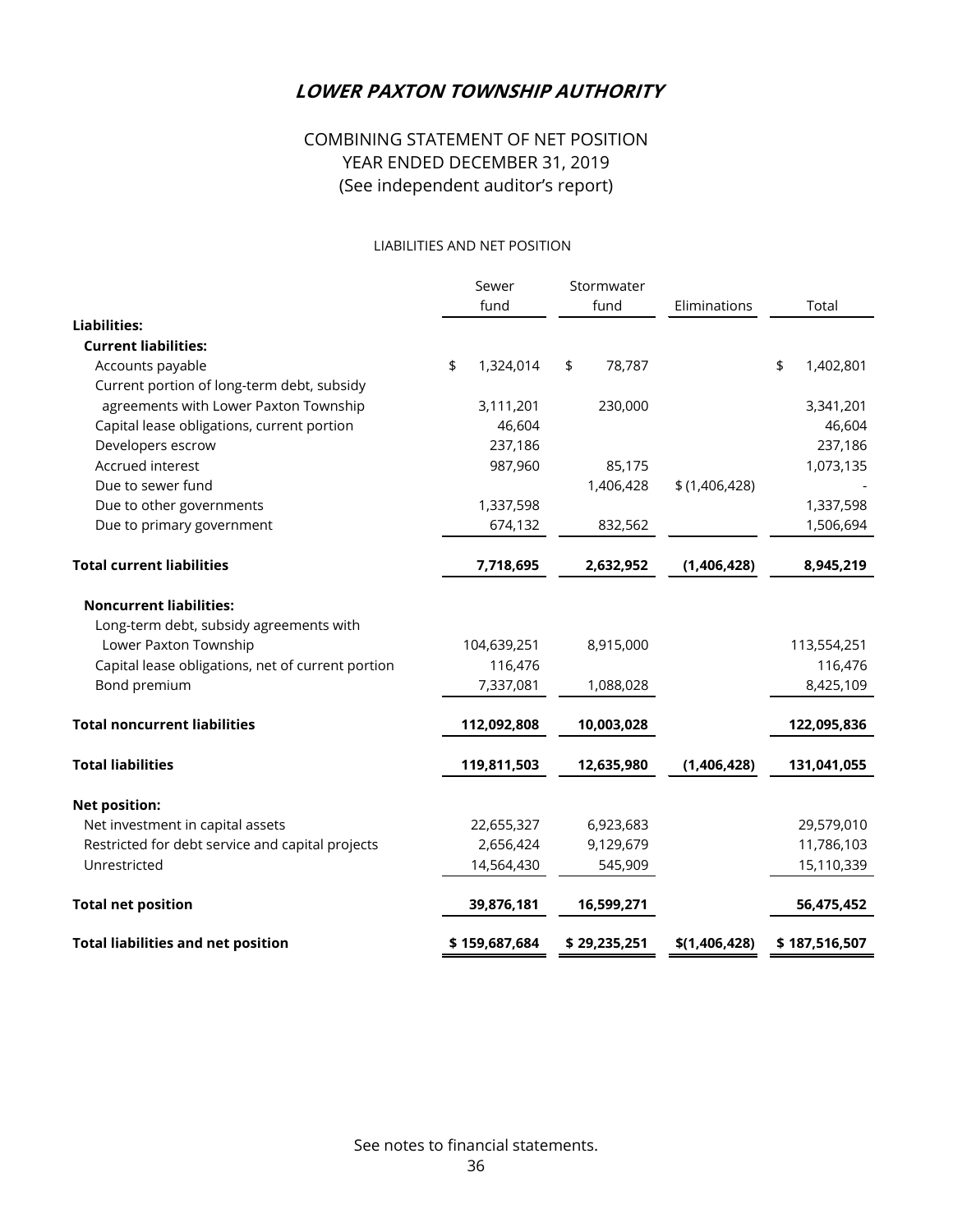# LOWER PAXTON TOWNSHIP AUTHORITY

## COMBINING STATEMENT OF NET POSITION
## YEAR ENDED DECEMBER 31, 2019
## (See independent auditor's report)

### LIABILITIES AND NET POSITION

| | Sewer fund | Stormwater fund | Eliminations | Total |
|---|---|---|---|---|
| **Liabilities:** | | | | |
| **Current liabilities:** | | | | |
| Accounts payable | $ 1,324,014 | $ 78,787 | | $ 1,402,801 |
| Current portion of long-term debt, subsidy agreements with Lower Paxton Township | 3,111,201 | 230,000 | | 3,341,201 |
| Capital lease obligations, current portion | 46,604 | | | 46,604 |
| Developers escrow | 237,186 | | | 237,186 |
| Accrued interest | 987,960 | 85,175 | | 1,073,135 |
| Due to sewer fund | | 1,406,428 | $ (1,406,428) | - |
| Due to other governments | 1,337,598 | | | 1,337,598 |
| Due to primary government | 674,132 | 832,562 | | 1,506,694 |
| **Total current liabilities** | **7,718,695** | **2,632,952** | **(1,406,428)** | **8,945,219** |
| **Noncurrent liabilities:** | | | | |
| Long-term debt, subsidy agreements with Lower Paxton Township | 104,639,251 | 8,915,000 | | 113,554,251 |
| Capital lease obligations, net of current portion | 116,476 | | | 116,476 |
| Bond premium | 7,337,081 | 1,088,028 | | 8,425,109 |
| **Total noncurrent liabilities** | **112,092,808** | **10,003,028** | | **122,095,836** |
| **Total liabilities** | **119,811,503** | **12,635,980** | **(1,406,428)** | **131,041,055** |
| **Net position:** | | | | |
| Net investment in capital assets | 22,655,327 | 6,923,683 | | 29,579,010 |
| Restricted for debt service and capital projects | 2,656,424 | 9,129,679 | | 11,786,103 |
| Unrestricted | 14,564,430 | 545,909 | | 15,110,339 |
| **Total net position** | **39,876,181** | **16,599,271** | | **56,475,452** |
| **Total liabilities and net position** | **$ 159,687,684** | **$ 29,235,251** | **$(1,406,428)** | **$ 187,516,507** |

See notes to financial statements.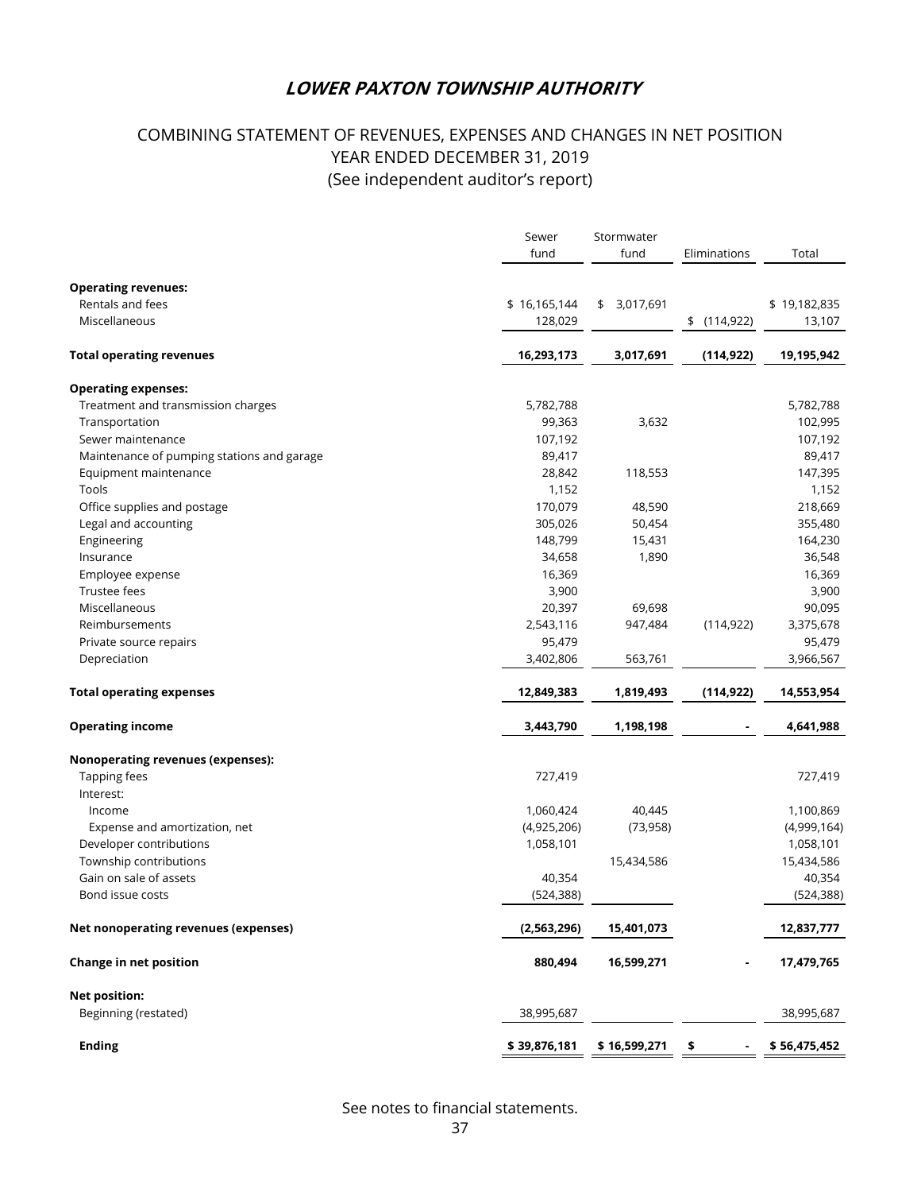# *LOWER PAXTON TOWNSHIP AUTHORITY*

## COMBINING STATEMENT OF REVENUES, EXPENSES AND CHANGES IN NET POSITION
## YEAR ENDED DECEMBER 31, 2019
## (See independent auditor's report)

| | Sewer fund | Stormwater fund | Eliminations | Total |
|---|---|---|---|---|
| **Operating revenues:** | | | | |
| Rentals and fees | $ 16,165,144 | $ 3,017,691 | | $ 19,182,835 |
| Miscellaneous | 128,029 | | $ (114,922) | 13,107 |
| **Total operating revenues** | **16,293,173** | **3,017,691** | **(114,922)** | **19,195,942** |
| **Operating expenses:** | | | | |
| Treatment and transmission charges | 5,782,788 | | | 5,782,788 |
| Transportation | 99,363 | 3,632 | | 102,995 |
| Sewer maintenance | 107,192 | | | 107,192 |
| Maintenance of pumping stations and garage | 89,417 | | | 89,417 |
| Equipment maintenance | 28,842 | 118,553 | | 147,395 |
| Tools | 1,152 | | | 1,152 |
| Office supplies and postage | 170,079 | 48,590 | | 218,669 |
| Legal and accounting | 305,026 | 50,454 | | 355,480 |
| Engineering | 148,799 | 15,431 | | 164,230 |
| Insurance | 34,658 | 1,890 | | 36,548 |
| Employee expense | 16,369 | | | 16,369 |
| Trustee fees | 3,900 | | | 3,900 |
| Miscellaneous | 20,397 | 69,698 | | 90,095 |
| Reimbursements | 2,543,116 | 947,484 | (114,922) | 3,375,678 |
| Private source repairs | 95,479 | | | 95,479 |
| Depreciation | 3,402,806 | 563,761 | | 3,966,567 |
| **Total operating expenses** | **12,849,383** | **1,819,493** | **(114,922)** | **14,553,954** |
| **Operating income** | **3,443,790** | **1,198,198** | **-** | **4,641,988** |
| **Nonoperating revenues (expenses):** | | | | |
| Tapping fees | 727,419 | | | 727,419 |
| Interest: | | | | |
| Income | 1,060,424 | 40,445 | | 1,100,869 |
| Expense and amortization, net | (4,925,206) | (73,958) | | (4,999,164) |
| Developer contributions | 1,058,101 | | | 1,058,101 |
| Township contributions | | 15,434,586 | | 15,434,586 |
| Gain on sale of assets | 40,354 | | | 40,354 |
| Bond issue costs | (524,388) | | | (524,388) |
| **Net nonoperating revenues (expenses)** | **(2,563,296)** | **15,401,073** | | **12,837,777** |
| **Change in net position** | **880,494** | **16,599,271** | **-** | **17,479,765** |
| **Net position:** | | | | |
| Beginning (restated) | 38,995,687 | | | 38,995,687 |
| **Ending** | **$ 39,876,181** | **$ 16,599,271** | **$ -** | **$ 56,475,452** |

See notes to financial statements.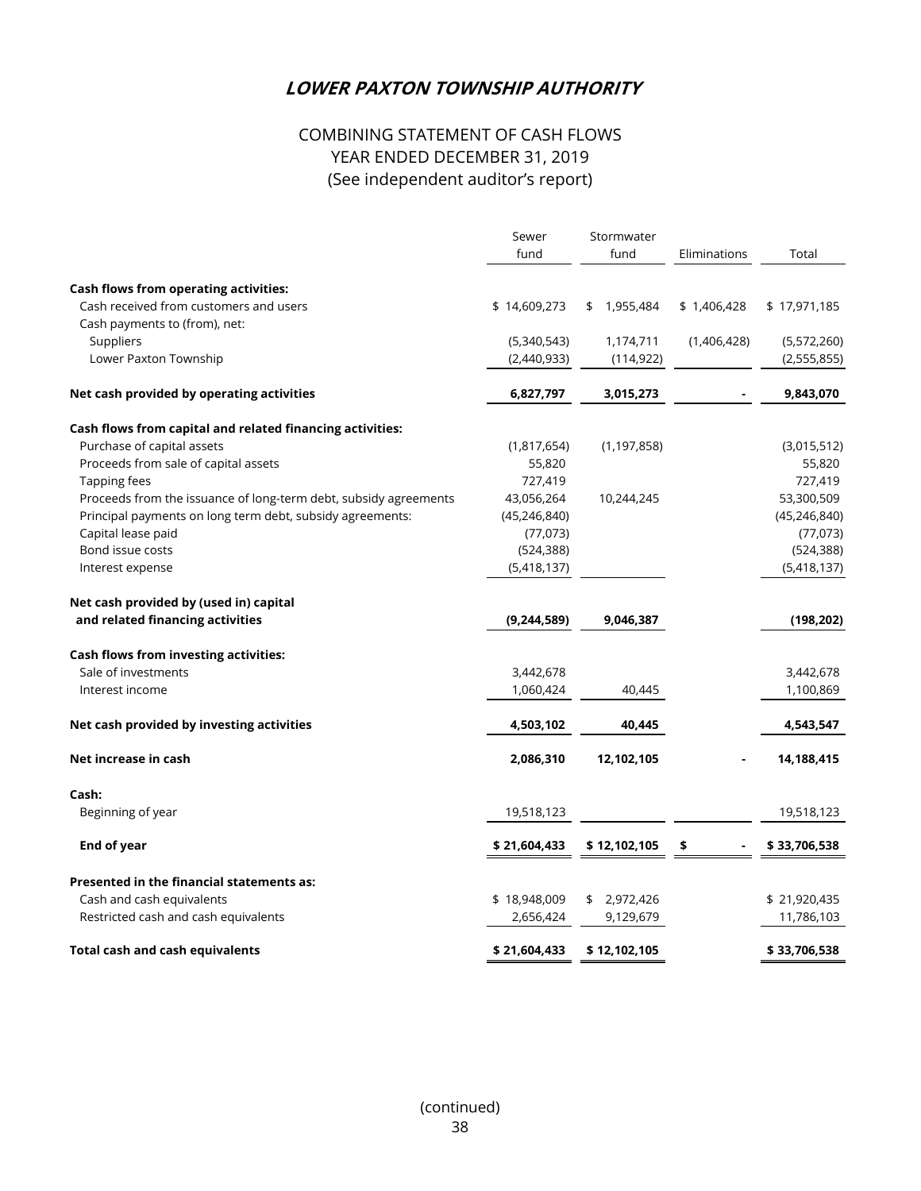# ***LOWER PAXTON TOWNSHIP AUTHORITY***

## COMBINING STATEMENT OF CASH FLOWS
## YEAR ENDED DECEMBER 31, 2019
## (See independent auditor's report)

| | Sewer fund | Stormwater fund | Eliminations | Total |
|---|---|---|---|---|
| **Cash flows from operating activities:** | | | | |
| Cash received from customers and users | $ 14,609,273 | $ 1,955,484 | $ 1,406,428 | $ 17,971,185 |
| Cash payments to (from), net: | | | | |
| Suppliers | (5,340,543) | 1,174,711 | (1,406,428) | (5,572,260) |
| Lower Paxton Township | (2,440,933) | (114,922) | | (2,555,855) |
| **Net cash provided by operating activities** | **6,827,797** | **3,015,273** | **-** | **9,843,070** |
| **Cash flows from capital and related financing activities:** | | | | |
| Purchase of capital assets | (1,817,654) | (1,197,858) | | (3,015,512) |
| Proceeds from sale of capital assets | 55,820 | | | 55,820 |
| Tapping fees | 727,419 | | | 727,419 |
| Proceeds from the issuance of long-term debt, subsidy agreements | 43,056,264 | 10,244,245 | | 53,300,509 |
| Principal payments on long term debt, subsidy agreements: | (45,246,840) | | | (45,246,840) |
| Capital lease paid | (77,073) | | | (77,073) |
| Bond issue costs | (524,388) | | | (524,388) |
| Interest expense | (5,418,137) | | | (5,418,137) |
| **Net cash provided by (used in) capital and related financing activities** | **(9,244,589)** | **9,046,387** | | **(198,202)** |
| **Cash flows from investing activities:** | | | | |
| Sale of investments | 3,442,678 | | | 3,442,678 |
| Interest income | 1,060,424 | 40,445 | | 1,100,869 |
| **Net cash provided by investing activities** | **4,503,102** | **40,445** | | **4,543,547** |
| **Net increase in cash** | **2,086,310** | **12,102,105** | **-** | **14,188,415** |
| **Cash:** | | | | |
| Beginning of year | 19,518,123 | | | 19,518,123 |
| **End of year** | **$ 21,604,433** | **$ 12,102,105** | **$ -** | **$ 33,706,538** |
| **Presented in the financial statements as:** | | | | |
| Cash and cash equivalents | $ 18,948,009 | $ 2,972,426 | | $ 21,920,435 |
| Restricted cash and cash equivalents | 2,656,424 | 9,129,679 | | 11,786,103 |
| **Total cash and cash equivalents** | **$ 21,604,433** | **$ 12,102,105** | | **$ 33,706,538** |

(continued)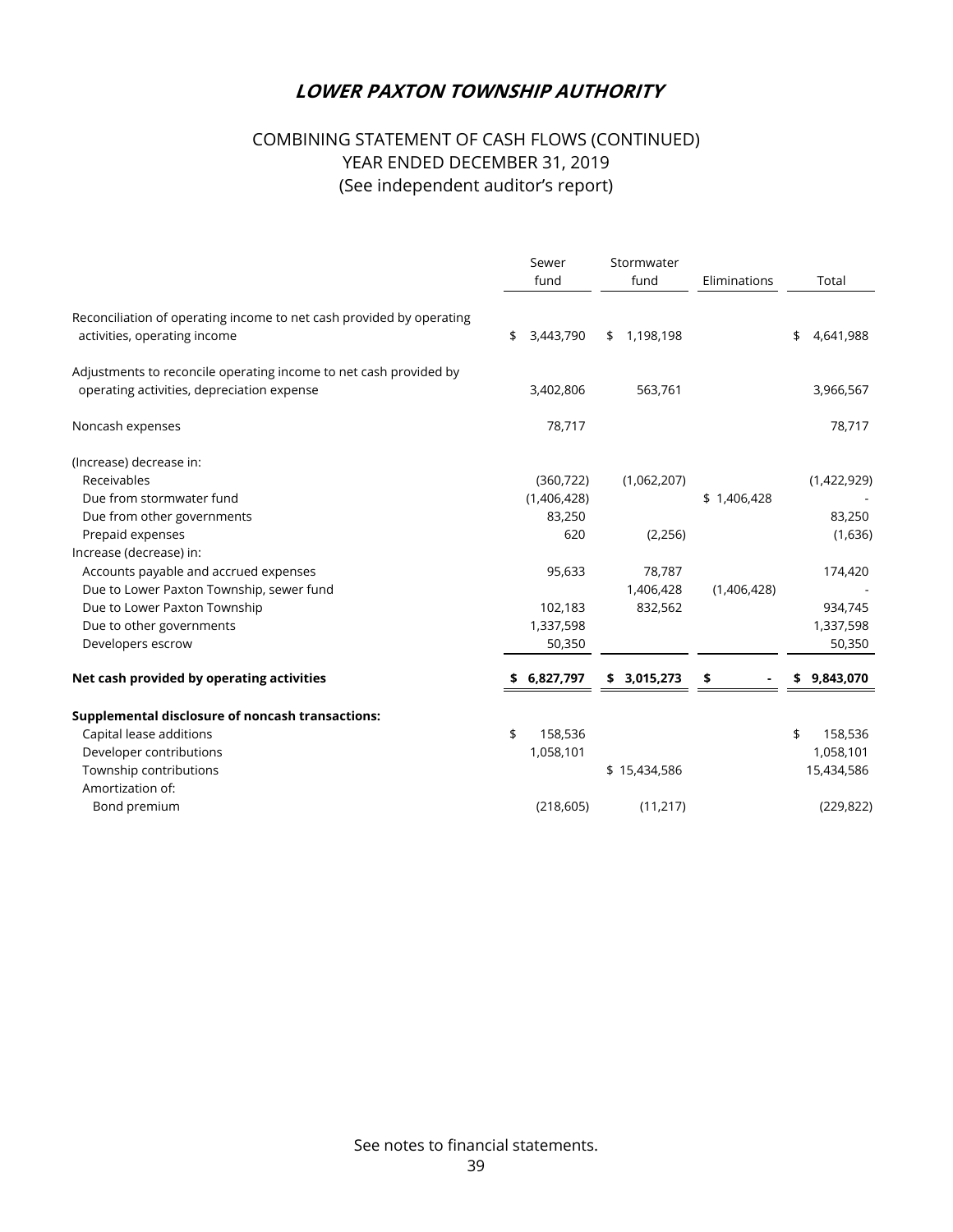# *LOWER PAXTON TOWNSHIP AUTHORITY*

## COMBINING STATEMENT OF CASH FLOWS (CONTINUED)
## YEAR ENDED DECEMBER 31, 2019
## (See independent auditor's report)

| | Sewer fund | Stormwater fund | Eliminations | Total |
|---|---|---|---|---|
| Reconciliation of operating income to net cash provided by operating activities, operating income | $ 3,443,790 | $ 1,198,198 | | $ 4,641,988 |
| Adjustments to reconcile operating income to net cash provided by operating activities, depreciation expense | 3,402,806 | 563,761 | | 3,966,567 |
| Noncash expenses | 78,717 | | | 78,717 |
| (Increase) decrease in: | | | | |
| Receivables | (360,722) | (1,062,207) | | (1,422,929) |
| Due from stormwater fund | (1,406,428) | | $ 1,406,428 | - |
| Due from other governments | 83,250 | | | 83,250 |
| Prepaid expenses | 620 | (2,256) | | (1,636) |
| Increase (decrease) in: | | | | |
| Accounts payable and accrued expenses | 95,633 | 78,787 | | 174,420 |
| Due to Lower Paxton Township, sewer fund | | 1,406,428 | (1,406,428) | - |
| Due to Lower Paxton Township | 102,183 | 832,562 | | 934,745 |
| Due to other governments | 1,337,598 | | | 1,337,598 |
| Developers escrow | 50,350 | | | 50,350 |
| **Net cash provided by operating activities** | **$ 6,827,797** | **$ 3,015,273** | **$ -** | **$ 9,843,070** |
| **Supplemental disclosure of noncash transactions:** | | | | |
| Capital lease additions | $ 158,536 | | | $ 158,536 |
| Developer contributions | 1,058,101 | | | 1,058,101 |
| Township contributions | | $ 15,434,586 | | 15,434,586 |
| Amortization of: | | | | |
| Bond premium | (218,605) | (11,217) | | (229,822) |

See notes to financial statements.